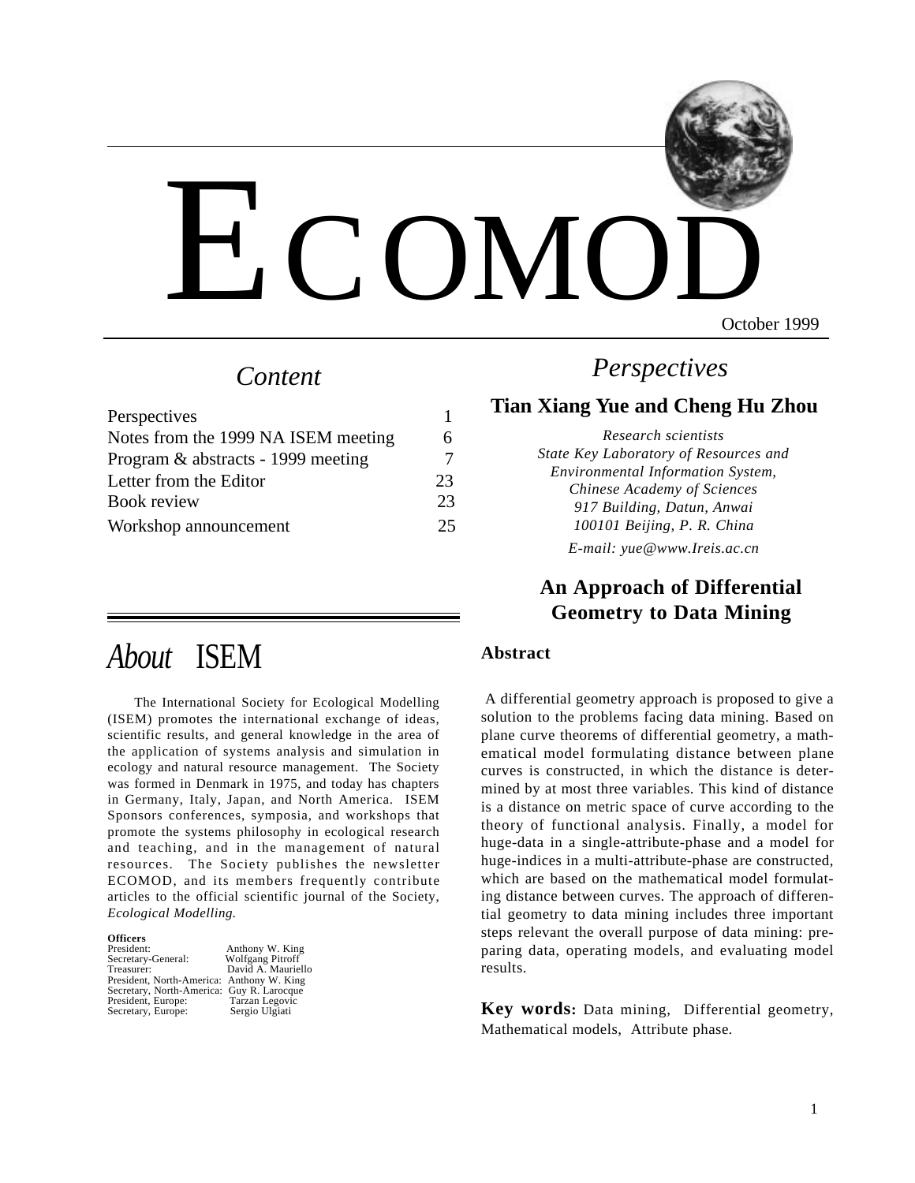# ECOMOD

October 1999

## Content

| | |
|---|---|
| Perspectives | 1 |
| Notes from the 1999 NA ISEM meeting | 6 |
| Program & abstracts - 1999 meeting | 7 |
| Letter from the Editor | 23 |
| Book review | 23 |
| Workshop announcement | 25 |

## *About* ISEM

The International Society for Ecological Modelling (ISEM) promotes the international exchange of ideas, scientific results, and general knowledge in the area of the application of systems analysis and simulation in ecology and natural resource management. The Society was formed in Denmark in 1975, and today has chapters in Germany, Italy, Japan, and North America. ISEM Sponsors conferences, symposia, and workshops that promote the systems philosophy in ecological research and teaching, and in the management of natural resources. The Society publishes the newsletter ECOMOD, and its members frequently contribute articles to the official scientific journal of the Society, *Ecological Modelling.*

**Officers**

| | |
|---|---|
| President: | Anthony W. King |
| Secretary-General: | Wolfgang Pitroff |
| Treasurer: | David A. Mauriello |
| President, North-America: | Anthony W. King |
| Secretary, North-America: | Guy R. Larocque |
| President, Europe: | Tarzan Legovic |
| Secretary, Europe: | Sergio Ulgiati |

## *Perspectives*

### Tian Xiang Yue and Cheng Hu Zhou

*Research scientists*
*State Key Laboratory of Resources and Environmental Information System,*
*Chinese Academy of Sciences*
*917 Building, Datun, Anwai*
*100101 Beijing, P. R. China*
*E-mail: yue@www.Ireis.ac.cn*

### An Approach of Differential Geometry to Data Mining

**Abstract**

A differential geometry approach is proposed to give a solution to the problems facing data mining. Based on plane curve theorems of differential geometry, a mathematical model formulating distance between plane curves is constructed, in which the distance is determined by at most three variables. This kind of distance is a distance on metric space of curve according to the theory of functional analysis. Finally, a model for huge-data in a single-attribute-phase and a model for huge-indices in a multi-attribute-phase are constructed, which are based on the mathematical model formulating distance between curves. The approach of differential geometry to data mining includes three important steps relevant the overall purpose of data mining: preparing data, operating models, and evaluating model results.

**Key words:** Data mining, Differential geometry, Mathematical models, Attribute phase.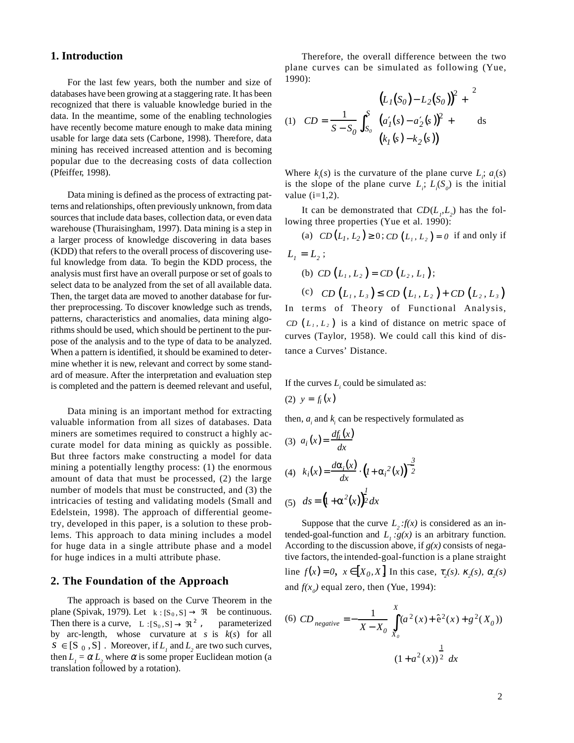## 1. Introduction

For the last few years, both the number and size of databases have been growing at a staggering rate. It has been recognized that there is valuable knowledge buried in the data. In the meantime, some of the enabling technologies have recently become mature enough to make data mining usable for large data sets (Carbone, 1998). Therefore, data mining has received increased attention and is becoming popular due to the decreasing costs of data collection (Pfeiffer, 1998).

Data mining is defined as the process of extracting patterns and relationships, often previously unknown, from data sources that include data bases, collection data, or even data warehouse (Thuraisingham, 1997). Data mining is a step in a larger process of knowledge discovering in data bases (KDD) that refers to the overall process of discovering useful knowledge from data. To begin the KDD process, the analysis must first have an overall purpose or set of goals to select data to be analyzed from the set of all available data. Then, the target data are moved to another database for further preprocessing. To discover knowledge such as trends, patterns, characteristics and anomalies, data mining algorithms should be used, which should be pertinent to the purpose of the analysis and to the type of data to be analyzed. When a pattern is identified, it should be examined to determine whether it is new, relevant and correct by some standard of measure. After the interpretation and evaluation step is completed and the pattern is deemed relevant and useful,

Data mining is an important method for extracting valuable information from all sizes of databases. Data miners are sometimes required to construct a highly accurate model for data mining as quickly as possible. But three factors make constructing a model for data mining a potentially lengthy process: (1) the enormous amount of data that must be processed, (2) the large number of models that must be constructed, and (3) the intricacies of testing and validating models (Small and Edelstein, 1998). The approach of differential geometry, developed in this paper, is a solution to these problems. This approach to data mining includes a model for huge data in a single attribute phase and a model for huge indices in a multi attribute phase.

## 2. The Foundation of the Approach

The approach is based on the Curve Theorem in the plane (Spivak, 1979). Let $k:[S_0,S]\rightarrow \Re$ be continuous. Then there is a curve, $L:[S_0,S]\rightarrow \Re^2$, parameterized by arc-length, whose curvature at $s$ is $k(s)$ for all $S\in[S_0,S]$. Moreover, if $L_1$ and $L_2$ are two such curves, then $L_1=\alpha L_2$ where $\alpha$ is some proper Euclidean motion (a translation followed by a rotation).

Therefore, the overall difference between the two plane curves can be simulated as following (Yue, 1990):

$$(1)\quad CD=\frac{1}{S-S_0}\cdot\int_{S_0}^{S}\begin{pmatrix}\left(L_1(S_0)-L_2(S_0)\right)^2+\\ \left(a_1'(s)-a_2'(s)\right)^2+\\ \left(k_1(s)-k_2(s)\right)\end{pmatrix}^2 ds$$

Where $k_i(s)$ is the curvature of the plane curve $L_i$; $a_i(s)$ is the slope of the plane curve $L_i$; $L_i(S_0)$ is the initial value (i=1,2).

It can be demonstrated that $CD(L_1,L_2)$ has the following three properties (Yue et al. 1990):

(a) $CD(L_1,L_2)\geq 0$; $CD(L_1,L_2)=0$ if and only if $L_1=L_2$;

(b) $CD(L_1,L_2)=CD(L_2,L_1)$;

(c) $CD(L_1,L_3)\leq CD(L_1,L_2)+CD(L_2,L_3)$

In terms of Theory of Functional Analysis, $CD(L_1,L_2)$ is a kind of distance on metric space of curves (Taylor, 1958). We could call this kind of distance a Curves' Distance.

If the curves $L_i$ could be simulated as:

$$(2)\quad y=f_i(x)$$

then, $a_i$ and $k_i$ can be respectively formulated as

$$(3)\quad a_i(x)=\frac{df_i(x)}{dx}$$

$$(4)\quad k_i(x)=\frac{d\alpha_i(x)}{dx}\cdot\left(1+\alpha_i^2(x)\right)^{-\frac{3}{2}}$$

$$(5)\quad ds=\left(1+\alpha^2(x)\right)^{\frac{1}{2}}dx$$

Suppose that the curve $L_2:f(x)$ is considered as an intended-goal-function and $L_1:g(x)$ is an arbitrary function. According to the discussion above, if $g(x)$ consists of negative factors, the intended-goal-function is a plane straight line $f(x)=0,\ x\in[X_0,X]$ In this case, $\tau_2(s)$. $\kappa_2(s)$, $\alpha_2(s)$ and $f(x_0)$ equal zero, then (Yue, 1994):

$$(6)\quad CD_{negative}=-\frac{1}{X-X_0}\int_{X_0}^{X}(a^2(x)+\hat{e}^2(x)+g^2(X_0))\,(1+a^2(x))^{\frac{1}{2}}\ dx$$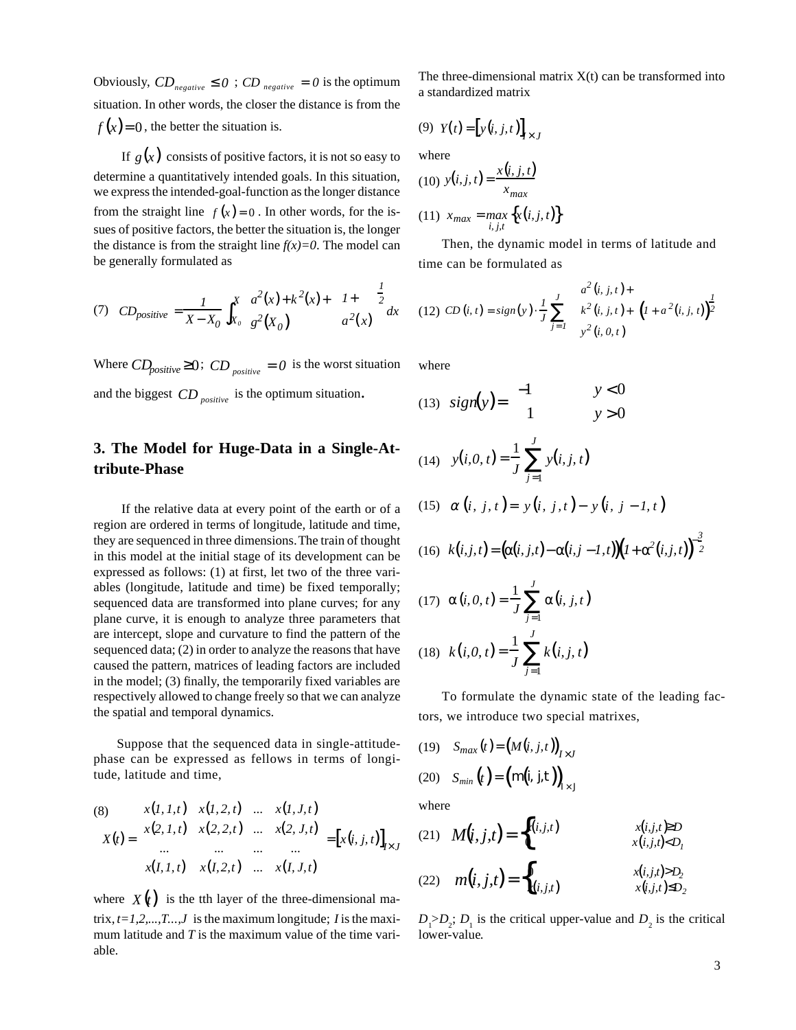Obviously, $CD_{negative} \le 0$ ; $CD_{negative} = 0$ is the optimum situation. In other words, the closer the distance is from the $f(x) = 0$, the better the situation is.

If $g(x)$ consists of positive factors, it is not so easy to determine a quantitatively intended goals. In this situation, we express the intended-goal-function as the longer distance from the straight line $f(x) = 0$. In other words, for the issues of positive factors, the better the situation is, the longer the distance is from the straight line $f(x)=0$. The model can be generally formulated as

$$(7) \quad CD_{positive} = \frac{1}{X - X_0} \int_{X_0}^{X} \left( \frac{a^2(x) + k^2(x) + (1 + a^2(x))}{g^2(X_0)} \right)^{\frac{1}{2}} dx$$

Where $CD_{positive} \ge 0$; $CD_{positive} = 0$ is the worst situation and the biggest $CD_{positive}$ is the optimum situation.

## 3. The Model for Huge-Data in a Single-Attribute-Phase

If the relative data at every point of the earth or of a region are ordered in terms of longitude, latitude and time, they are sequenced in three dimensions. The train of thought in this model at the initial stage of its development can be expressed as follows: (1) at first, let two of the three variables (longitude, latitude and time) be fixed temporally; sequenced data are transformed into plane curves; for any plane curve, it is enough to analyze three parameters that are intercept, slope and curvature to find the pattern of the sequenced data; (2) in order to analyze the reasons that have caused the pattern, matrices of leading factors are included in the model; (3) finally, the temporarily fixed variables are respectively allowed to change freely so that we can analyze the spatial and temporal dynamics.

Suppose that the sequenced data in single-attitude-phase can be expressed as fellows in terms of longitude, latitude and time,

$$(8) \quad X(t) = \begin{pmatrix} x(1,1,t) & x(1,2,t) & \dots & x(1,J,t) \\ x(2,1,t) & x(2,2,t) & \dots & x(2,J,t) \\ \dots & \dots & \dots & \dots \\ x(I,1,t) & x(I,2,t) & \dots & x(I,J,t) \end{pmatrix} = \left[ x(i,j,t) \right]_{I \times J}$$

where $X(t)$ is the tth layer of the three-dimensional matrix, $t=1,2,...,T...,J$ is the maximum longitude; $I$ is the maximum latitude and $T$ is the maximum value of the time variable.

The three-dimensional matrix X(t) can be transformed into a standardized matrix

$$(9) \quad Y(t) = \left[ y(i,j,t) \right]_{I \times J}$$

where

$$(10) \quad y(i,j,t) = \frac{x(i,j,t)}{x_{max}}$$

$$(11) \quad x_{max} = \max_{i,j,t} \{ x(i,j,t) \}$$

Then, the dynamic model in terms of latitude and time can be formulated as

$$(12) \quad CD(i,t) = sign(y) \cdot \frac{1}{J} \sum_{j=1}^{J} \left( \frac{a^2(i,j,t) + k^2(i,j,t) + (1 + a^2(i,j,t))}{y^2(i,0,t)} \right)^{\frac{1}{2}}$$

where

$$(13) \quad sign(y) = \begin{cases} -1 & y < 0 \\ 1 & y > 0 \end{cases}$$

$$(14) \quad y(i,0,t) = \frac{1}{J} \sum_{j=1}^{J} y(i,j,t)$$

$$(15) \quad \alpha(i,j,t) = y(i,j,t) - y(i,j-1,t)$$

$$(16) \quad k(i,j,t) = (\alpha(i,j,t) - \alpha(i,j-1,t))(1 + \alpha^2(i,j,t))^{-\frac{3}{2}}$$

$$(17) \quad \alpha(i,0,t) = \frac{1}{J} \sum_{j=1}^{J} \alpha(i,j,t)$$

$$(18) \quad k(i,0,t) = \frac{1}{J} \sum_{j=1}^{J} k(i,j,t)$$

To formulate the dynamic state of the leading factors, we introduce two special matrixes,

$$(19) \quad S_{max}(t) = (M(i,j,t))_{I \times J}$$

$$(20) \quad S_{min}(t) = (m(i,j,t))_{I \times J}$$

where

$$(21) \quad M(i,j,t) = \begin{cases} x(i,j,t) & x(i,j,t) \ge D_1 \\ 0 & x(i,j,t) < D_1 \end{cases}$$

$$(22) \quad m(i,j,t) = \begin{cases} 0 & x(i,j,t) > D_2 \\ x(i,j,t) & x(i,j,t) \le D_2 \end{cases}$$

$D_1 > D_2$; $D_1$ is the critical upper-value and $D_2$ is the critical lower-value.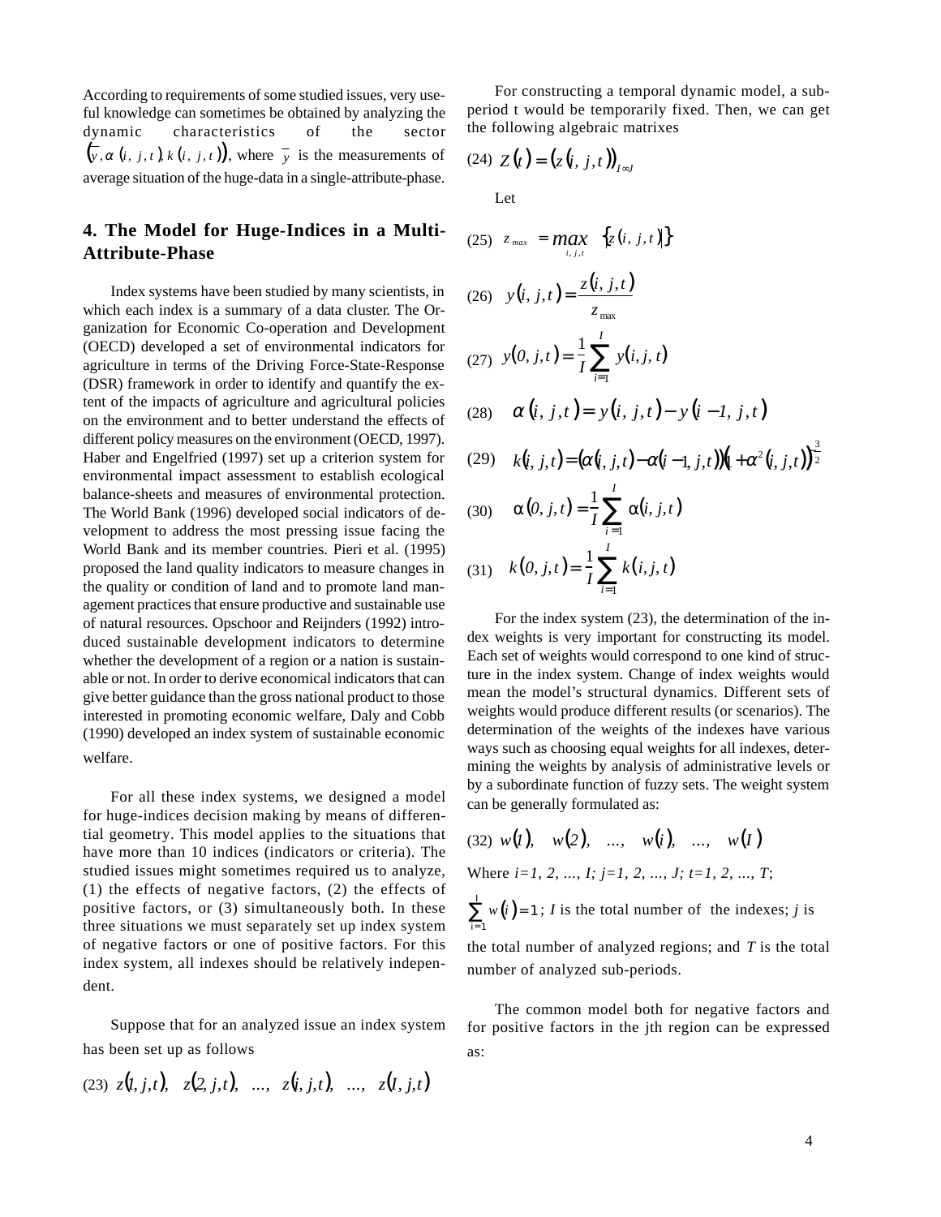According to requirements of some studied issues, very useful knowledge can sometimes be obtained by analyzing the dynamic characteristics of the sector $\left(\bar{y}, \alpha(i, j, t), k(i, j, t)\right)$, where $\bar{y}$ is the measurements of average situation of the huge-data in a single-attribute-phase.

## 4. The Model for Huge-Indices in a Multi-Attribute-Phase

Index systems have been studied by many scientists, in which each index is a summary of a data cluster. The Organization for Economic Co-operation and Development (OECD) developed a set of environmental indicators for agriculture in terms of the Driving Force-State-Response (DSR) framework in order to identify and quantify the extent of the impacts of agriculture and agricultural policies on the environment and to better understand the effects of different policy measures on the environment (OECD, 1997). Haber and Engelfried (1997) set up a criterion system for environmental impact assessment to establish ecological balance-sheets and measures of environmental protection. The World Bank (1996) developed social indicators of development to address the most pressing issue facing the World Bank and its member countries. Pieri et al. (1995) proposed the land quality indicators to measure changes in the quality or condition of land and to promote land management practices that ensure productive and sustainable use of natural resources. Opschoor and Reijnders (1992) introduced sustainable development indicators to determine whether the development of a region or a nation is sustainable or not. In order to derive economical indicators that can give better guidance than the gross national product to those interested in promoting economic welfare, Daly and Cobb (1990) developed an index system of sustainable economic welfare.

For all these index systems, we designed a model for huge-indices decision making by means of differential geometry. This model applies to the situations that have more than 10 indices (indicators or criteria). The studied issues might sometimes required us to analyze, (1) the effects of negative factors, (2) the effects of positive factors, or (3) simultaneously both. In these three situations we must separately set up index system of negative factors or one of positive factors. For this index system, all indexes should be relatively independent.

Suppose that for an analyzed issue an index system has been set up as follows

$$(23)\quad z(1, j,t),\quad z(2, j,t),\quad \ldots,\quad z(i, j,t),\quad \ldots,\quad z(I, j,t)$$

For constructing a temporal dynamic model, a sub-period t would be temporarily fixed. Then, we can get the following algebraic matrixes

$$(24)\quad Z(t) = \left(z(i, j, t)\right)_{I \infty J}$$

Let

$$(25)\quad z_{max} = \max_{i,j,t} \left\{ z(i, j, t) \right\}$$

$$(26)\quad y(i, j, t) = \frac{z(i, j, t)}{z_{\max}}$$

$$(27)\quad y(0, j, t) = \frac{1}{I}\sum_{i=1}^{I} y(i, j, t)$$

$$(28)\quad \alpha(i, j, t) = y(i, j, t) - y(i-1, j, t)$$

$$(29)\quad k(i, j, t) = \left(\alpha(i, j, t) - \alpha(i-1, j, t)\right)\left(1 + \alpha^2(i, j, t)\right)^{-\frac{3}{2}}$$

$$(30)\quad \alpha(0, j, t) = \frac{1}{I}\sum_{i=1}^{I} \alpha(i, j, t)$$

$$(31)\quad k(0, j, t) = \frac{1}{I}\sum_{i=1}^{I} k(i, j, t)$$

For the index system (23), the determination of the index weights is very important for constructing its model. Each set of weights would correspond to one kind of structure in the index system. Change of index weights would mean the model's structural dynamics. Different sets of weights would produce different results (or scenarios). The determination of the weights of the indexes have various ways such as choosing equal weights for all indexes, determining the weights by analysis of administrative levels or by a subordinate function of fuzzy sets. The weight system can be generally formulated as:

$$(32)\quad w(1),\quad w(2),\quad \ldots,\quad w(i),\quad \ldots,\quad w(I)$$

Where $i=1, 2, \ldots, I$; $j=1, 2, \ldots, J$; $t=1, 2, \ldots, T$;

$\sum_{i=1}^{I} w(i) = 1$; $I$ is the total number of the indexes; $j$ is the total number of analyzed regions; and $T$ is the total number of analyzed sub-periods.

The common model both for negative factors and for positive factors in the jth region can be expressed as: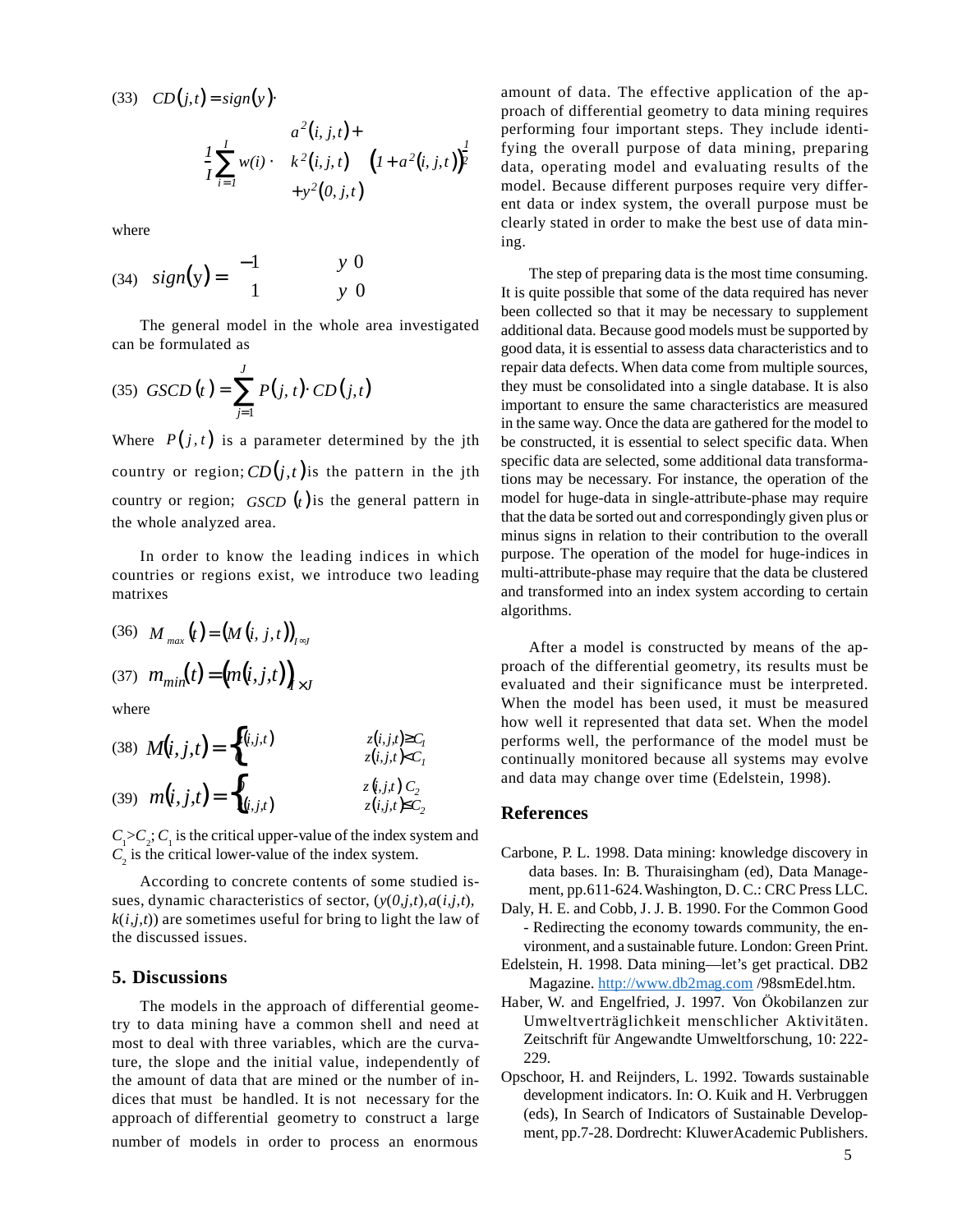$$(33)\quad CD(j,t) = sign(y) \cdot \frac{1}{I}\sum_{i=1}^{I} w(i) \cdot \left( \begin{array}{c} a^2(i,j,t) + \\ k^2(i,j,t) \\ +y^2(0,j,t) \end{array} \right) \left(1 + a^2(i,j,t)\right)^{\frac{1}{2}}$$

where

$$(34)\quad sign(y) = \begin{cases} -1 & y \quad 0 \\ 1 & y \quad 0 \end{cases}$$

The general model in the whole area investigated can be formulated as

$$(35)\quad GSCD(t) = \sum_{j=1}^{J} P(j,t) \cdot CD(j,t)$$

Where $P(j,t)$ is a parameter determined by the jth country or region; $CD(j,t)$ is the pattern in the jth country or region; $GSCD(t)$ is the general pattern in the whole analyzed area.

In order to know the leading indices in which countries or regions exist, we introduce two leading matrixes

$$(36)\quad M_{max}(t) = \left(M(i,j,t)\right)_{I \infty J}$$

$$(37)\quad m_{min}(t) = \left(m(i,j,t)\right)_{I \times J}$$

where

$$(38)\quad M(i,j,t) = \begin{cases} (i,j,t) & z(i,j,t) \geq C_1 \\ & z(i,j,t) < C_1 \end{cases}$$

$$(39)\quad m(i,j,t) = \begin{cases} & z(i,j,t)\ C_2 \\ (i,j,t) & z(i,j,t) \leq C_2 \end{cases}$$

$C_1 > C_2$; $C_1$ is the critical upper-value of the index system and $C_2$ is the critical lower-value of the index system.

According to concrete contents of some studied issues, dynamic characteristics of sector, ($y(0,j,t)$, $a(i,j,t)$, $k(i,j,t)$) are sometimes useful for bring to light the law of the discussed issues.

## 5. Discussions

The models in the approach of differential geometry to data mining have a common shell and need at most to deal with three variables, which are the curvature, the slope and the initial value, independently of the amount of data that are mined or the number of indices that must be handled. It is not necessary for the approach of differential geometry to construct a large number of models in order to process an enormous amount of data. The effective application of the approach of differential geometry to data mining requires performing four important steps. They include identifying the overall purpose of data mining, preparing data, operating model and evaluating results of the model. Because different purposes require very different data or index system, the overall purpose must be clearly stated in order to make the best use of data mining.

The step of preparing data is the most time consuming. It is quite possible that some of the data required has never been collected so that it may be necessary to supplement additional data. Because good models must be supported by good data, it is essential to assess data characteristics and to repair data defects. When data come from multiple sources, they must be consolidated into a single database. It is also important to ensure the same characteristics are measured in the same way. Once the data are gathered for the model to be constructed, it is essential to select specific data. When specific data are selected, some additional data transformations may be necessary. For instance, the operation of the model for huge-data in single-attribute-phase may require that the data be sorted out and correspondingly given plus or minus signs in relation to their contribution to the overall purpose. The operation of the model for huge-indices in multi-attribute-phase may require that the data be clustered and transformed into an index system according to certain algorithms.

After a model is constructed by means of the approach of the differential geometry, its results must be evaluated and their significance must be interpreted. When the model has been used, it must be measured how well it represented that data set. When the model performs well, the performance of the model must be continually monitored because all systems may evolve and data may change over time (Edelstein, 1998).

## References

Carbone, P. L. 1998. Data mining: knowledge discovery in data bases. In: B. Thuraisingham (ed), Data Management, pp.611-624. Washington, D. C.: CRC Press LLC.

Daly, H. E. and Cobb, J. J. B. 1990. For the Common Good - Redirecting the economy towards community, the environment, and a sustainable future. London: Green Print.

Edelstein, H. 1998. Data mining—let's get practical. DB2 Magazine. http://www.db2mag.com /98smEdel.htm.

Haber, W. and Engelfried, J. 1997. Von Ökobilanzen zur Umweltverträglichkeit menschlicher Aktivitäten. Zeitschrift für Angewandte Umweltforschung, 10: 222-229.

Opschoor, H. and Reijnders, L. 1992. Towards sustainable development indicators. In: O. Kuik and H. Verbruggen (eds), In Search of Indicators of Sustainable Development, pp.7-28. Dordrecht: Kluwer Academic Publishers.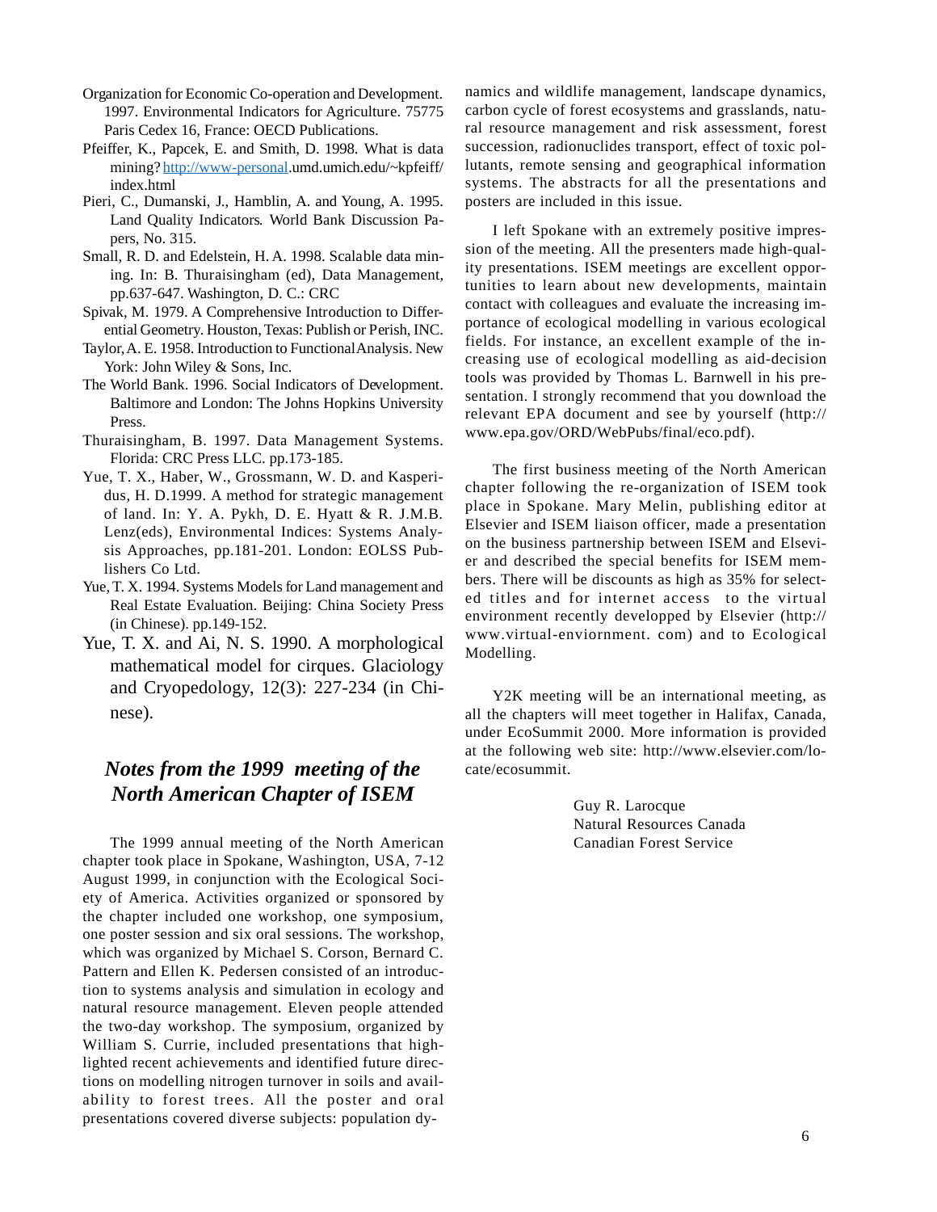Organization for Economic Co-operation and Development. 1997. Environmental Indicators for Agriculture. 75775 Paris Cedex 16, France: OECD Publications.

Pfeiffer, K., Papcek, E. and Smith, D. 1998. What is data mining? http://www-personal.umd.umich.edu/~kpfeiff/index.html

Pieri, C., Dumanski, J., Hamblin, A. and Young, A. 1995. Land Quality Indicators. World Bank Discussion Papers, No. 315.

Small, R. D. and Edelstein, H. A. 1998. Scalable data mining. In: B. Thuraisingham (ed), Data Management, pp.637-647. Washington, D. C.: CRC

Spivak, M. 1979. A Comprehensive Introduction to Differential Geometry. Houston, Texas: Publish or Perish, INC.

Taylor, A. E. 1958. Introduction to Functional Analysis. New York: John Wiley & Sons, Inc.

The World Bank. 1996. Social Indicators of Development. Baltimore and London: The Johns Hopkins University Press.

Thuraisingham, B. 1997. Data Management Systems. Florida: CRC Press LLC. pp.173-185.

Yue, T. X., Haber, W., Grossmann, W. D. and Kasperidus, H. D.1999. A method for strategic management of land. In: Y. A. Pykh, D. E. Hyatt & R. J.M.B. Lenz(eds), Environmental Indices: Systems Analysis Approaches, pp.181-201. London: EOLSS Publishers Co Ltd.

Yue, T. X. 1994. Systems Models for Land management and Real Estate Evaluation. Beijing: China Society Press (in Chinese). pp.149-152.

Yue, T. X. and Ai, N. S. 1990. A morphological mathematical model for cirques. Glaciology and Cryopedology, 12(3): 227-234 (in Chinese).

## *Notes from the 1999 meeting of the North American Chapter of ISEM*

The 1999 annual meeting of the North American chapter took place in Spokane, Washington, USA, 7-12 August 1999, in conjunction with the Ecological Society of America. Activities organized or sponsored by the chapter included one workshop, one symposium, one poster session and six oral sessions. The workshop, which was organized by Michael S. Corson, Bernard C. Pattern and Ellen K. Pedersen consisted of an introduction to systems analysis and simulation in ecology and natural resource management. Eleven people attended the two-day workshop. The symposium, organized by William S. Currie, included presentations that highlighted recent achievements and identified future directions on modelling nitrogen turnover in soils and availability to forest trees. All the poster and oral presentations covered diverse subjects: population dynamics and wildlife management, landscape dynamics, carbon cycle of forest ecosystems and grasslands, natural resource management and risk assessment, forest succession, radionuclides transport, effect of toxic pollutants, remote sensing and geographical information systems. The abstracts for all the presentations and posters are included in this issue.

I left Spokane with an extremely positive impression of the meeting. All the presenters made high-quality presentations. ISEM meetings are excellent opportunities to learn about new developments, maintain contact with colleagues and evaluate the increasing importance of ecological modelling in various ecological fields. For instance, an excellent example of the increasing use of ecological modelling as aid-decision tools was provided by Thomas L. Barnwell in his presentation. I strongly recommend that you download the relevant EPA document and see by yourself (http://www.epa.gov/ORD/WebPubs/final/eco.pdf).

The first business meeting of the North American chapter following the re-organization of ISEM took place in Spokane. Mary Melin, publishing editor at Elsevier and ISEM liaison officer, made a presentation on the business partnership between ISEM and Elsevier and described the special benefits for ISEM members. There will be discounts as high as 35% for selected titles and for internet access to the virtual environment recently developped by Elsevier (http://www.virtual-enviornment. com) and to Ecological Modelling.

Y2K meeting will be an international meeting, as all the chapters will meet together in Halifax, Canada, under EcoSummit 2000. More information is provided at the following web site: http://www.elsevier.com/locate/ecosummit.

Guy R. Larocque
Natural Resources Canada
Canadian Forest Service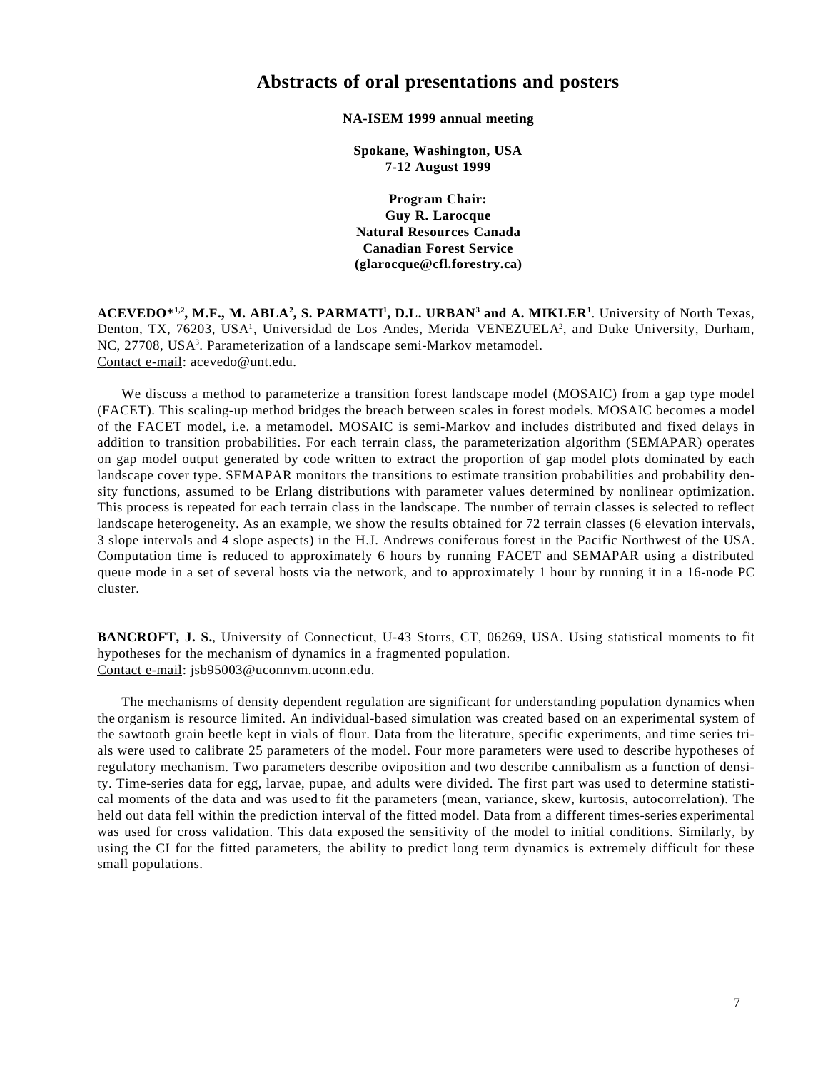# Abstracts of oral presentations and posters

**NA-ISEM 1999 annual meeting**

**Spokane, Washington, USA**
**7-12 August 1999**

**Program Chair:**
**Guy R. Larocque**
**Natural Resources Canada**
**Canadian Forest Service**
**(glarocque@cfl.forestry.ca)**

**ACEVEDO*[1,2], M.F., M. ABLA[2], S. PARMATI[1], D.L. URBAN[3] and A. MIKLER[1]**. University of North Texas, Denton, TX, 76203, USA[1], Universidad de Los Andes, Merida VENEZUELA[2], and Duke University, Durham, NC, 27708, USA[3]. Parameterization of a landscape semi-Markov metamodel.
Contact e-mail: acevedo@unt.edu.

We discuss a method to parameterize a transition forest landscape model (MOSAIC) from a gap type model (FACET). This scaling-up method bridges the breach between scales in forest models. MOSAIC becomes a model of the FACET model, i.e. a metamodel. MOSAIC is semi-Markov and includes distributed and fixed delays in addition to transition probabilities. For each terrain class, the parameterization algorithm (SEMAPAR) operates on gap model output generated by code written to extract the proportion of gap model plots dominated by each landscape cover type. SEMAPAR monitors the transitions to estimate transition probabilities and probability density functions, assumed to be Erlang distributions with parameter values determined by nonlinear optimization. This process is repeated for each terrain class in the landscape. The number of terrain classes is selected to reflect landscape heterogeneity. As an example, we show the results obtained for 72 terrain classes (6 elevation intervals, 3 slope intervals and 4 slope aspects) in the H.J. Andrews coniferous forest in the Pacific Northwest of the USA. Computation time is reduced to approximately 6 hours by running FACET and SEMAPAR using a distributed queue mode in a set of several hosts via the network, and to approximately 1 hour by running it in a 16-node PC cluster.

**BANCROFT, J. S.**, University of Connecticut, U-43 Storrs, CT, 06269, USA. Using statistical moments to fit hypotheses for the mechanism of dynamics in a fragmented population.
Contact e-mail: jsb95003@uconnvm.uconn.edu.

The mechanisms of density dependent regulation are significant for understanding population dynamics when the organism is resource limited. An individual-based simulation was created based on an experimental system of the sawtooth grain beetle kept in vials of flour. Data from the literature, specific experiments, and time series trials were used to calibrate 25 parameters of the model. Four more parameters were used to describe hypotheses of regulatory mechanism. Two parameters describe oviposition and two describe cannibalism as a function of density. Time-series data for egg, larvae, pupae, and adults were divided. The first part was used to determine statistical moments of the data and was used to fit the parameters (mean, variance, skew, kurtosis, autocorrelation). The held out data fell within the prediction interval of the fitted model. Data from a different times-series experimental was used for cross validation. This data exposed the sensitivity of the model to initial conditions. Similarly, by using the CI for the fitted parameters, the ability to predict long term dynamics is extremely difficult for these small populations.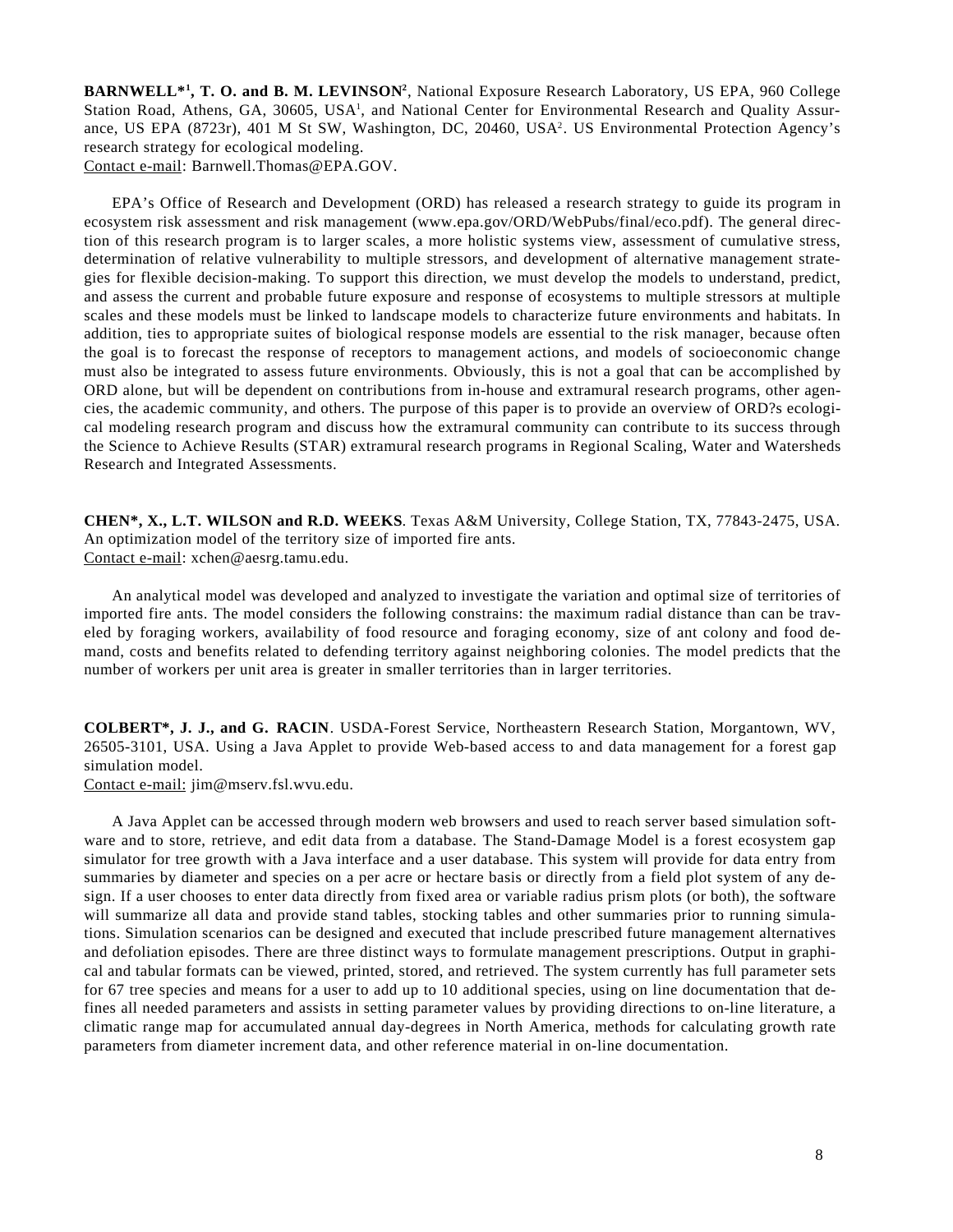**BARNWELL*[1], T. O. and B. M. LEVINSON[2]**, National Exposure Research Laboratory, US EPA, 960 College Station Road, Athens, GA, 30605, USA[1], and National Center for Environmental Research and Quality Assurance, US EPA (8723r), 401 M St SW, Washington, DC, 20460, USA[2]. US Environmental Protection Agency's research strategy for ecological modeling.
Contact e-mail: Barnwell.Thomas@EPA.GOV.

EPA's Office of Research and Development (ORD) has released a research strategy to guide its program in ecosystem risk assessment and risk management (www.epa.gov/ORD/WebPubs/final/eco.pdf). The general direction of this research program is to larger scales, a more holistic systems view, assessment of cumulative stress, determination of relative vulnerability to multiple stressors, and development of alternative management strategies for flexible decision-making. To support this direction, we must develop the models to understand, predict, and assess the current and probable future exposure and response of ecosystems to multiple stressors at multiple scales and these models must be linked to landscape models to characterize future environments and habitats. In addition, ties to appropriate suites of biological response models are essential to the risk manager, because often the goal is to forecast the response of receptors to management actions, and models of socioeconomic change must also be integrated to assess future environments. Obviously, this is not a goal that can be accomplished by ORD alone, but will be dependent on contributions from in-house and extramural research programs, other agencies, the academic community, and others. The purpose of this paper is to provide an overview of ORD?s ecological modeling research program and discuss how the extramural community can contribute to its success through the Science to Achieve Results (STAR) extramural research programs in Regional Scaling, Water and Watersheds Research and Integrated Assessments.

**CHEN*, X., L.T. WILSON and R.D. WEEKS**. Texas A&M University, College Station, TX, 77843-2475, USA. An optimization model of the territory size of imported fire ants.
Contact e-mail: xchen@aesrg.tamu.edu.

An analytical model was developed and analyzed to investigate the variation and optimal size of territories of imported fire ants. The model considers the following constrains: the maximum radial distance than can be traveled by foraging workers, availability of food resource and foraging economy, size of ant colony and food demand, costs and benefits related to defending territory against neighboring colonies. The model predicts that the number of workers per unit area is greater in smaller territories than in larger territories.

**COLBERT*, J. J., and G. RACIN**. USDA-Forest Service, Northeastern Research Station, Morgantown, WV, 26505-3101, USA. Using a Java Applet to provide Web-based access to and data management for a forest gap simulation model.
Contact e-mail: jim@mserv.fsl.wvu.edu.

A Java Applet can be accessed through modern web browsers and used to reach server based simulation software and to store, retrieve, and edit data from a database. The Stand-Damage Model is a forest ecosystem gap simulator for tree growth with a Java interface and a user database. This system will provide for data entry from summaries by diameter and species on a per acre or hectare basis or directly from a field plot system of any design. If a user chooses to enter data directly from fixed area or variable radius prism plots (or both), the software will summarize all data and provide stand tables, stocking tables and other summaries prior to running simulations. Simulation scenarios can be designed and executed that include prescribed future management alternatives and defoliation episodes. There are three distinct ways to formulate management prescriptions. Output in graphical and tabular formats can be viewed, printed, stored, and retrieved. The system currently has full parameter sets for 67 tree species and means for a user to add up to 10 additional species, using on line documentation that defines all needed parameters and assists in setting parameter values by providing directions to on-line literature, a climatic range map for accumulated annual day-degrees in North America, methods for calculating growth rate parameters from diameter increment data, and other reference material in on-line documentation.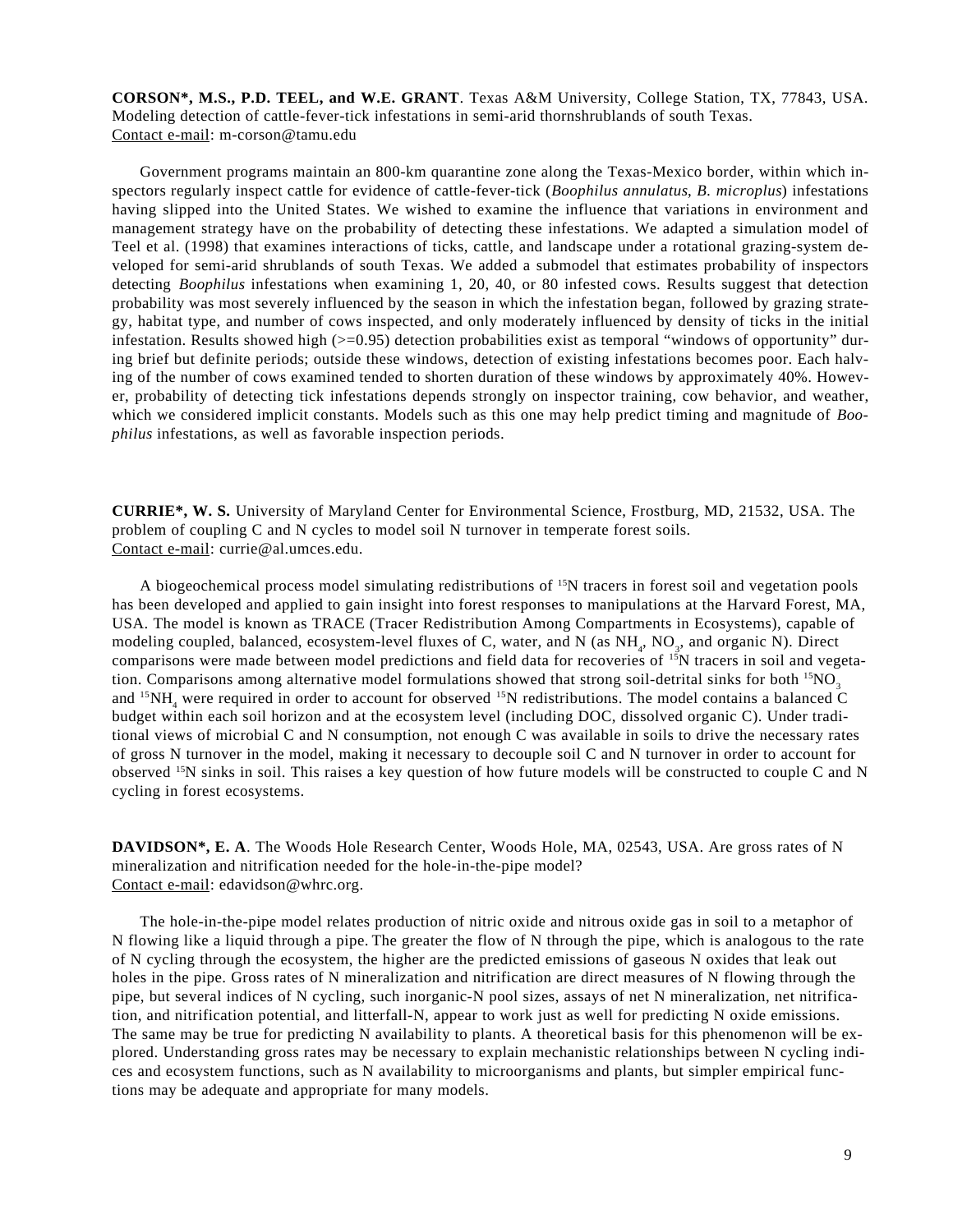**CORSON*, M.S., P.D. TEEL, and W.E. GRANT**. Texas A&M University, College Station, TX, 77843, USA. Modeling detection of cattle-fever-tick infestations in semi-arid thornshrublands of south Texas.
Contact e-mail: m-corson@tamu.edu

Government programs maintain an 800-km quarantine zone along the Texas-Mexico border, within which inspectors regularly inspect cattle for evidence of cattle-fever-tick (*Boophilus annulatus*, *B. microplus*) infestations having slipped into the United States. We wished to examine the influence that variations in environment and management strategy have on the probability of detecting these infestations. We adapted a simulation model of Teel et al. (1998) that examines interactions of ticks, cattle, and landscape under a rotational grazing-system developed for semi-arid shrublands of south Texas. We added a submodel that estimates probability of inspectors detecting *Boophilus* infestations when examining 1, 20, 40, or 80 infested cows. Results suggest that detection probability was most severely influenced by the season in which the infestation began, followed by grazing strategy, habitat type, and number of cows inspected, and only moderately influenced by density of ticks in the initial infestation. Results showed high (>=0.95) detection probabilities exist as temporal "windows of opportunity" during brief but definite periods; outside these windows, detection of existing infestations becomes poor. Each halving of the number of cows examined tended to shorten duration of these windows by approximately 40%. However, probability of detecting tick infestations depends strongly on inspector training, cow behavior, and weather, which we considered implicit constants. Models such as this one may help predict timing and magnitude of *Boophilus* infestations, as well as favorable inspection periods.

**CURRIE*, W. S.** University of Maryland Center for Environmental Science, Frostburg, MD, 21532, USA. The problem of coupling C and N cycles to model soil N turnover in temperate forest soils.
Contact e-mail: currie@al.umces.edu.

A biogeochemical process model simulating redistributions of $^{15}N$ tracers in forest soil and vegetation pools has been developed and applied to gain insight into forest responses to manipulations at the Harvard Forest, MA, USA. The model is known as TRACE (Tracer Redistribution Among Compartments in Ecosystems), capable of modeling coupled, balanced, ecosystem-level fluxes of C, water, and N (as $NH_4$, $NO_3$, and organic N). Direct comparisons were made between model predictions and field data for recoveries of $^{15}N$ tracers in soil and vegetation. Comparisons among alternative model formulations showed that strong soil-detrital sinks for both $^{15}NO_3$ and $^{15}NH_4$ were required in order to account for observed $^{15}N$ redistributions. The model contains a balanced C budget within each soil horizon and at the ecosystem level (including DOC, dissolved organic C). Under traditional views of microbial C and N consumption, not enough C was available in soils to drive the necessary rates of gross N turnover in the model, making it necessary to decouple soil C and N turnover in order to account for observed $^{15}N$ sinks in soil. This raises a key question of how future models will be constructed to couple C and N cycling in forest ecosystems.

**DAVIDSON*, E. A**. The Woods Hole Research Center, Woods Hole, MA, 02543, USA. Are gross rates of N mineralization and nitrification needed for the hole-in-the-pipe model?
Contact e-mail: edavidson@whrc.org.

The hole-in-the-pipe model relates production of nitric oxide and nitrous oxide gas in soil to a metaphor of N flowing like a liquid through a pipe. The greater the flow of N through the pipe, which is analogous to the rate of N cycling through the ecosystem, the higher are the predicted emissions of gaseous N oxides that leak out holes in the pipe. Gross rates of N mineralization and nitrification are direct measures of N flowing through the pipe, but several indices of N cycling, such inorganic-N pool sizes, assays of net N mineralization, net nitrification, and nitrification potential, and litterfall-N, appear to work just as well for predicting N oxide emissions. The same may be true for predicting N availability to plants. A theoretical basis for this phenomenon will be explored. Understanding gross rates may be necessary to explain mechanistic relationships between N cycling indices and ecosystem functions, such as N availability to microorganisms and plants, but simpler empirical functions may be adequate and appropriate for many models.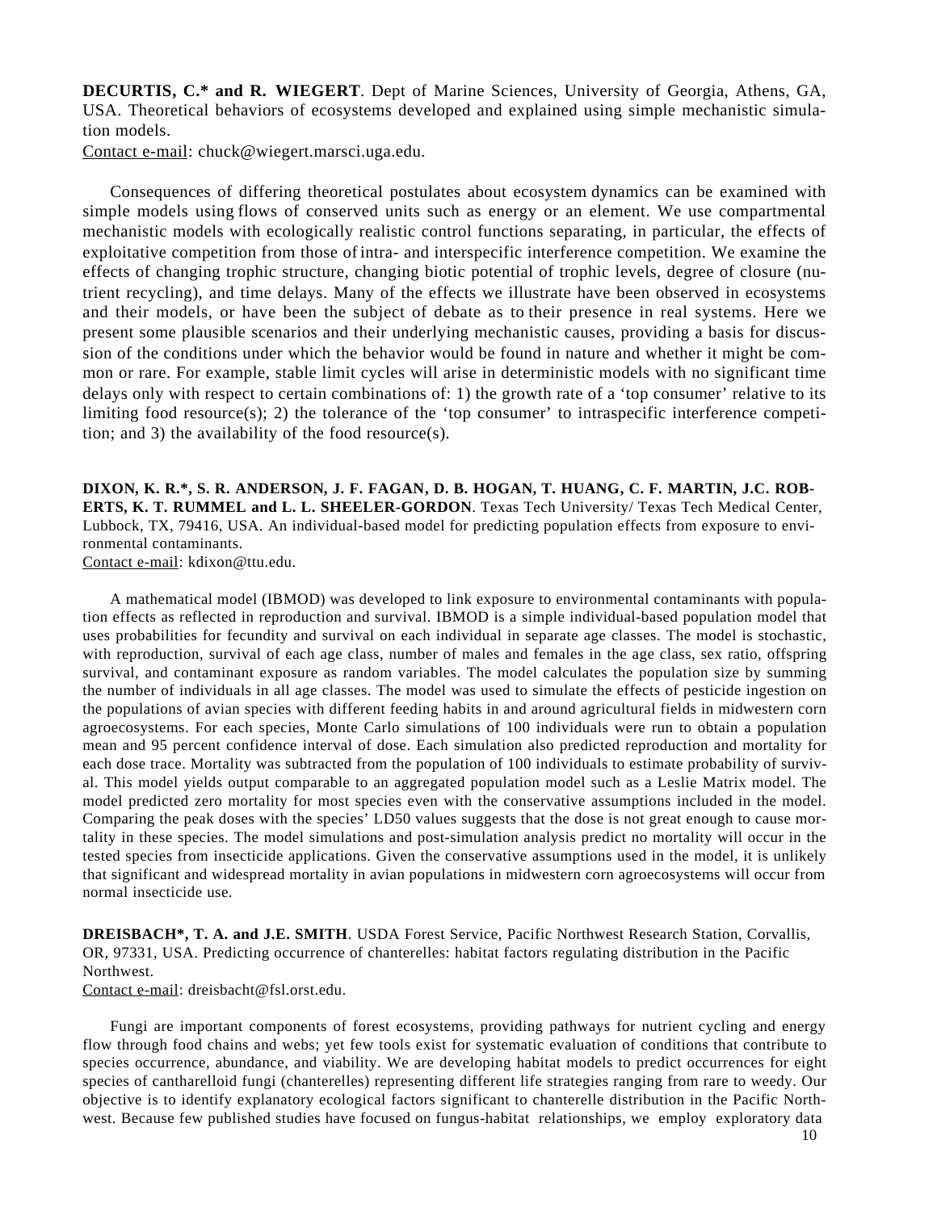**DECURTIS, C.* and R. WIEGERT**. Dept of Marine Sciences, University of Georgia, Athens, GA, USA. Theoretical behaviors of ecosystems developed and explained using simple mechanistic simulation models.
Contact e-mail: chuck@wiegert.marsci.uga.edu.

Consequences of differing theoretical postulates about ecosystem dynamics can be examined with simple models using flows of conserved units such as energy or an element. We use compartmental mechanistic models with ecologically realistic control functions separating, in particular, the effects of exploitative competition from those of intra- and interspecific interference competition. We examine the effects of changing trophic structure, changing biotic potential of trophic levels, degree of closure (nutrient recycling), and time delays. Many of the effects we illustrate have been observed in ecosystems and their models, or have been the subject of debate as to their presence in real systems. Here we present some plausible scenarios and their underlying mechanistic causes, providing a basis for discussion of the conditions under which the behavior would be found in nature and whether it might be common or rare. For example, stable limit cycles will arise in deterministic models with no significant time delays only with respect to certain combinations of: 1) the growth rate of a 'top consumer' relative to its limiting food resource(s); 2) the tolerance of the 'top consumer' to intraspecific interference competition; and 3) the availability of the food resource(s).

**DIXON, K. R.*, S. R. ANDERSON, J. F. FAGAN, D. B. HOGAN, T. HUANG, C. F. MARTIN, J.C. ROBERTS, K. T. RUMMEL and L. L. SHEELER-GORDON**. Texas Tech University/ Texas Tech Medical Center, Lubbock, TX, 79416, USA. An individual-based model for predicting population effects from exposure to environmental contaminants.
Contact e-mail: kdixon@ttu.edu.

A mathematical model (IBMOD) was developed to link exposure to environmental contaminants with population effects as reflected in reproduction and survival. IBMOD is a simple individual-based population model that uses probabilities for fecundity and survival on each individual in separate age classes. The model is stochastic, with reproduction, survival of each age class, number of males and females in the age class, sex ratio, offspring survival, and contaminant exposure as random variables. The model calculates the population size by summing the number of individuals in all age classes. The model was used to simulate the effects of pesticide ingestion on the populations of avian species with different feeding habits in and around agricultural fields in midwestern corn agroecosystems. For each species, Monte Carlo simulations of 100 individuals were run to obtain a population mean and 95 percent confidence interval of dose. Each simulation also predicted reproduction and mortality for each dose trace. Mortality was subtracted from the population of 100 individuals to estimate probability of survival. This model yields output comparable to an aggregated population model such as a Leslie Matrix model. The model predicted zero mortality for most species even with the conservative assumptions included in the model. Comparing the peak doses with the species' LD50 values suggests that the dose is not great enough to cause mortality in these species. The model simulations and post-simulation analysis predict no mortality will occur in the tested species from insecticide applications. Given the conservative assumptions used in the model, it is unlikely that significant and widespread mortality in avian populations in midwestern corn agroecosystems will occur from normal insecticide use.

**DREISBACH*, T. A. and J.E. SMITH**. USDA Forest Service, Pacific Northwest Research Station, Corvallis, OR, 97331, USA. Predicting occurrence of chanterelles: habitat factors regulating distribution in the Pacific Northwest.
Contact e-mail: dreisbacht@fsl.orst.edu.

Fungi are important components of forest ecosystems, providing pathways for nutrient cycling and energy flow through food chains and webs; yet few tools exist for systematic evaluation of conditions that contribute to species occurrence, abundance, and viability. We are developing habitat models to predict occurrences for eight species of cantharelloid fungi (chanterelles) representing different life strategies ranging from rare to weedy. Our objective is to identify explanatory ecological factors significant to chanterelle distribution in the Pacific Northwest. Because few published studies have focused on fungus-habitat relationships, we employ exploratory data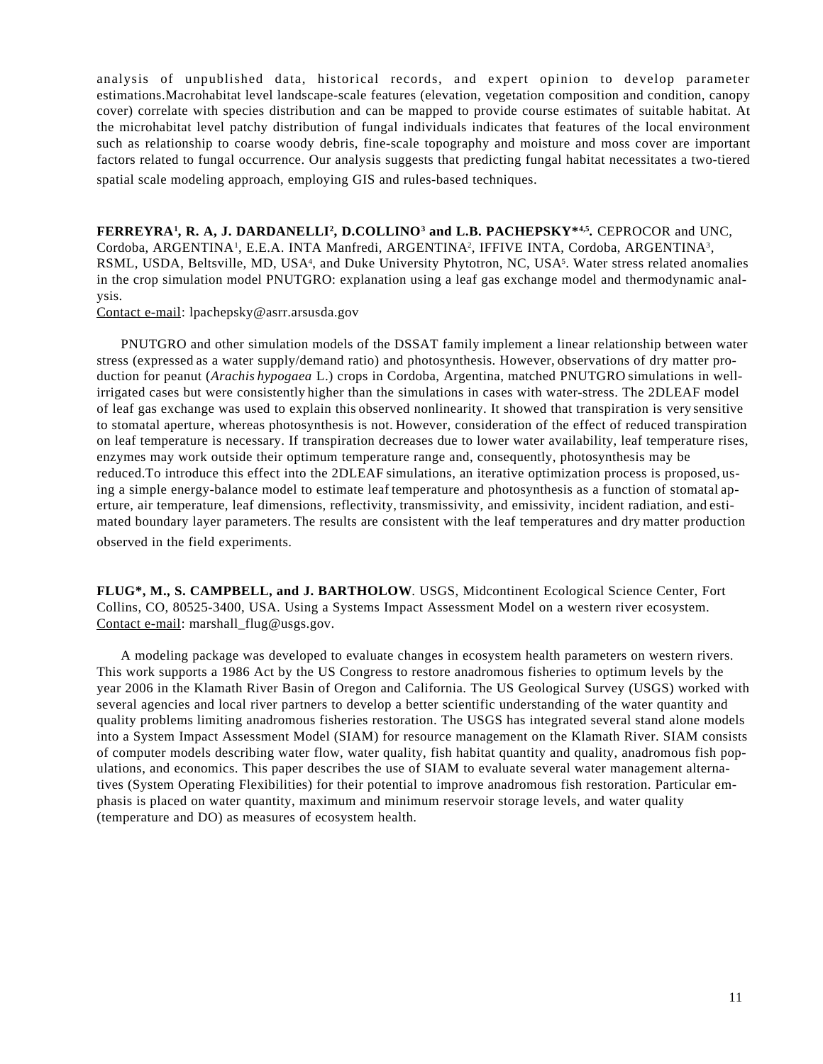analysis of unpublished data, historical records, and expert opinion to develop parameter estimations.Macrohabitat level landscape-scale features (elevation, vegetation composition and condition, canopy cover) correlate with species distribution and can be mapped to provide course estimates of suitable habitat. At the microhabitat level patchy distribution of fungal individuals indicates that features of the local environment such as relationship to coarse woody debris, fine-scale topography and moisture and moss cover are important factors related to fungal occurrence. Our analysis suggests that predicting fungal habitat necessitates a two-tiered spatial scale modeling approach, employing GIS and rules-based techniques.

**FERREYRA[1], R. A, J. DARDANELLI[2], D.COLLINO[3] and L.B. PACHEPSKY*[4,5].** CEPROCOR and UNC, Cordoba, ARGENTINA[1], E.E.A. INTA Manfredi, ARGENTINA[2], IFFIVE INTA, Cordoba, ARGENTINA[3], RSML, USDA, Beltsville, MD, USA[4], and Duke University Phytotron, NC, USA[5]. Water stress related anomalies in the crop simulation model PNUTGRO: explanation using a leaf gas exchange model and thermodynamic analysis.
Contact e-mail: lpachepsky@asrr.arsusda.gov

PNUTGRO and other simulation models of the DSSAT family implement a linear relationship between water stress (expressed as a water supply/demand ratio) and photosynthesis. However, observations of dry matter production for peanut (*Arachis hypogaea* L.) crops in Cordoba, Argentina, matched PNUTGRO simulations in well-irrigated cases but were consistently higher than the simulations in cases with water-stress. The 2DLEAF model of leaf gas exchange was used to explain this observed nonlinearity. It showed that transpiration is very sensitive to stomatal aperture, whereas photosynthesis is not. However, consideration of the effect of reduced transpiration on leaf temperature is necessary. If transpiration decreases due to lower water availability, leaf temperature rises, enzymes may work outside their optimum temperature range and, consequently, photosynthesis may be reduced.To introduce this effect into the 2DLEAF simulations, an iterative optimization process is proposed, using a simple energy-balance model to estimate leaf temperature and photosynthesis as a function of stomatal aperture, air temperature, leaf dimensions, reflectivity, transmissivity, and emissivity, incident radiation, and estimated boundary layer parameters. The results are consistent with the leaf temperatures and dry matter production observed in the field experiments.

**FLUG*, M., S. CAMPBELL, and J. BARTHOLOW**. USGS, Midcontinent Ecological Science Center, Fort Collins, CO, 80525-3400, USA. Using a Systems Impact Assessment Model on a western river ecosystem.
Contact e-mail: marshall_flug@usgs.gov.

A modeling package was developed to evaluate changes in ecosystem health parameters on western rivers. This work supports a 1986 Act by the US Congress to restore anadromous fisheries to optimum levels by the year 2006 in the Klamath River Basin of Oregon and California. The US Geological Survey (USGS) worked with several agencies and local river partners to develop a better scientific understanding of the water quantity and quality problems limiting anadromous fisheries restoration. The USGS has integrated several stand alone models into a System Impact Assessment Model (SIAM) for resource management on the Klamath River. SIAM consists of computer models describing water flow, water quality, fish habitat quantity and quality, anadromous fish populations, and economics. This paper describes the use of SIAM to evaluate several water management alternatives (System Operating Flexibilities) for their potential to improve anadromous fish restoration. Particular emphasis is placed on water quantity, maximum and minimum reservoir storage levels, and water quality (temperature and DO) as measures of ecosystem health.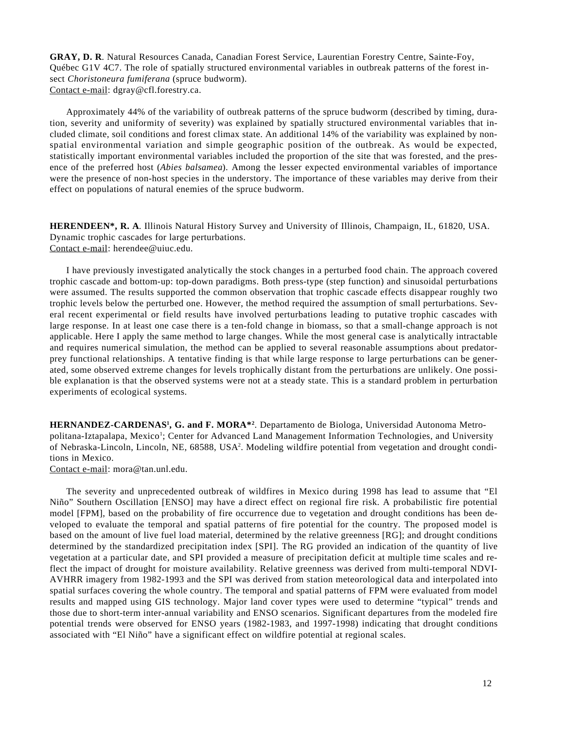**GRAY, D. R**. Natural Resources Canada, Canadian Forest Service, Laurentian Forestry Centre, Sainte-Foy, Québec G1V 4C7. The role of spatially structured environmental variables in outbreak patterns of the forest insect *Choristoneura fumiferana* (spruce budworm).
Contact e-mail: dgray@cfl.forestry.ca.

Approximately 44% of the variability of outbreak patterns of the spruce budworm (described by timing, duration, severity and uniformity of severity) was explained by spatially structured environmental variables that included climate, soil conditions and forest climax state. An additional 14% of the variability was explained by non-spatial environmental variation and simple geographic position of the outbreak. As would be expected, statistically important environmental variables included the proportion of the site that was forested, and the presence of the preferred host (*Abies balsamea*). Among the lesser expected environmental variables of importance were the presence of non-host species in the understory. The importance of these variables may derive from their effect on populations of natural enemies of the spruce budworm.

**HERENDEEN*, R. A**. Illinois Natural History Survey and University of Illinois, Champaign, IL, 61820, USA. Dynamic trophic cascades for large perturbations.
Contact e-mail: herendee@uiuc.edu.

I have previously investigated analytically the stock changes in a perturbed food chain. The approach covered trophic cascade and bottom-up: top-down paradigms. Both press-type (step function) and sinusoidal perturbations were assumed. The results supported the common observation that trophic cascade effects disappear roughly two trophic levels below the perturbed one. However, the method required the assumption of small perturbations. Several recent experimental or field results have involved perturbations leading to putative trophic cascades with large response. In at least one case there is a ten-fold change in biomass, so that a small-change approach is not applicable. Here I apply the same method to large changes. While the most general case is analytically intractable and requires numerical simulation, the method can be applied to several reasonable assumptions about predator-prey functional relationships. A tentative finding is that while large response to large perturbations can be generated, some observed extreme changes for levels trophically distant from the perturbations are unlikely. One possible explanation is that the observed systems were not at a steady state. This is a standard problem in perturbation experiments of ecological systems.

**HERNANDEZ-CARDENAS[1], G. and F. MORA*[2]**. Departamento de Biologa, Universidad Autonoma Metropolitana-Iztapalapa, Mexico[1]; Center for Advanced Land Management Information Technologies, and University of Nebraska-Lincoln, Lincoln, NE, 68588, USA[2]. Modeling wildfire potential from vegetation and drought conditions in Mexico.
Contact e-mail: mora@tan.unl.edu.

The severity and unprecedented outbreak of wildfires in Mexico during 1998 has lead to assume that "El Niño" Southern Oscillation [ENSO] may have a direct effect on regional fire risk. A probabilistic fire potential model [FPM], based on the probability of fire occurrence due to vegetation and drought conditions has been developed to evaluate the temporal and spatial patterns of fire potential for the country. The proposed model is based on the amount of live fuel load material, determined by the relative greenness [RG]; and drought conditions determined by the standardized precipitation index [SPI]. The RG provided an indication of the quantity of live vegetation at a particular date, and SPI provided a measure of precipitation deficit at multiple time scales and reflect the impact of drought for moisture availability. Relative greenness was derived from multi-temporal NDVI-AVHRR imagery from 1982-1993 and the SPI was derived from station meteorological data and interpolated into spatial surfaces covering the whole country. The temporal and spatial patterns of FPM were evaluated from model results and mapped using GIS technology. Major land cover types were used to determine "typical" trends and those due to short-term inter-annual variability and ENSO scenarios. Significant departures from the modeled fire potential trends were observed for ENSO years (1982-1983, and 1997-1998) indicating that drought conditions associated with "El Niño" have a significant effect on wildfire potential at regional scales.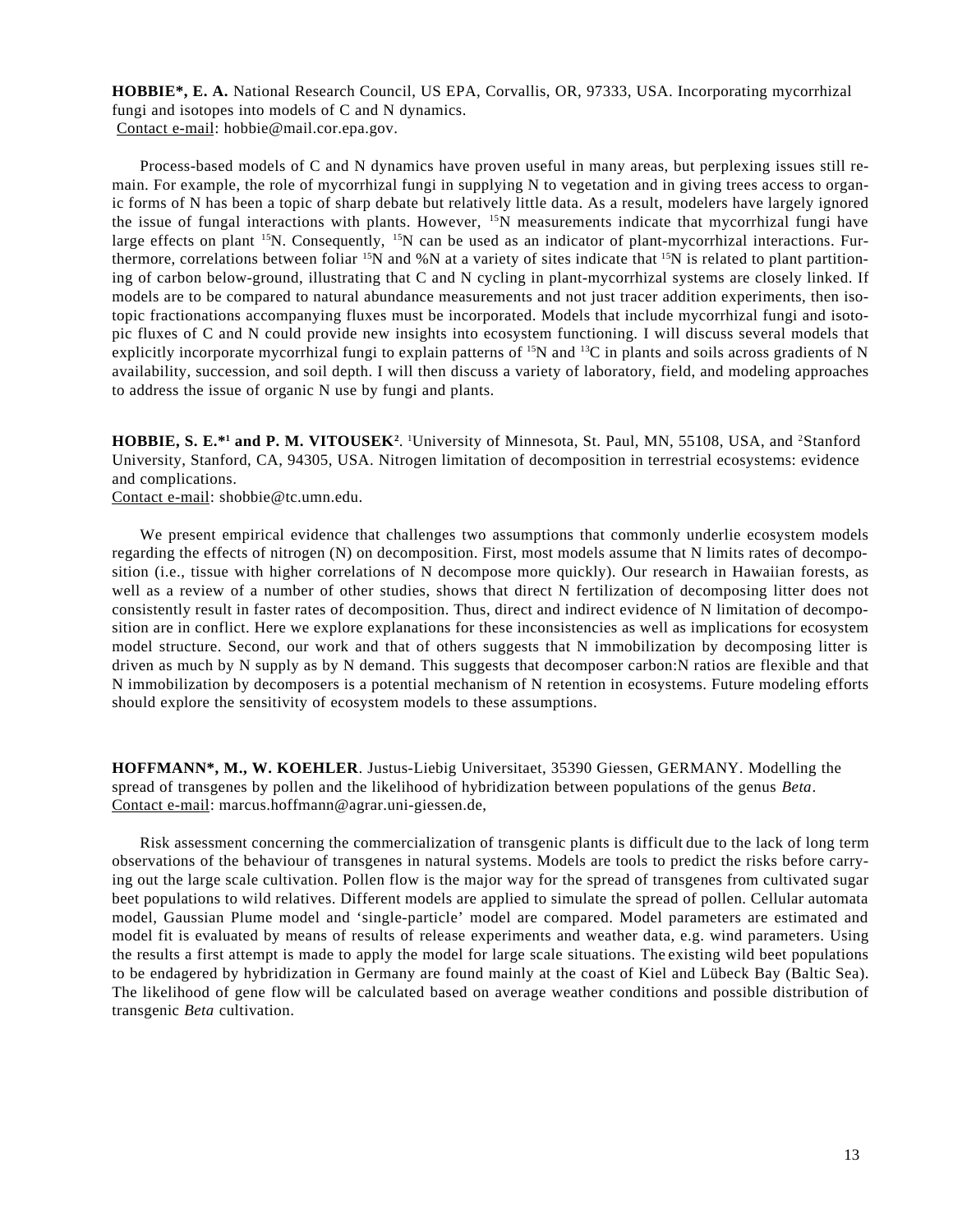**HOBBIE*, E. A.** National Research Council, US EPA, Corvallis, OR, 97333, USA. Incorporating mycorrhizal fungi and isotopes into models of C and N dynamics.
Contact e-mail: hobbie@mail.cor.epa.gov.

Process-based models of C and N dynamics have proven useful in many areas, but perplexing issues still remain. For example, the role of mycorrhizal fungi in supplying N to vegetation and in giving trees access to organic forms of N has been a topic of sharp debate but relatively little data. As a result, modelers have largely ignored the issue of fungal interactions with plants. However, $^{15}N$ measurements indicate that mycorrhizal fungi have large effects on plant $^{15}N$. Consequently, $^{15}N$ can be used as an indicator of plant-mycorrhizal interactions. Furthermore, correlations between foliar $^{15}N$ and %N at a variety of sites indicate that $^{15}N$ is related to plant partitioning of carbon below-ground, illustrating that C and N cycling in plant-mycorrhizal systems are closely linked. If models are to be compared to natural abundance measurements and not just tracer addition experiments, then isotopic fractionations accompanying fluxes must be incorporated. Models that include mycorrhizal fungi and isotopic fluxes of C and N could provide new insights into ecosystem functioning. I will discuss several models that explicitly incorporate mycorrhizal fungi to explain patterns of $^{15}N$ and $^{13}C$ in plants and soils across gradients of N availability, succession, and soil depth. I will then discuss a variety of laboratory, field, and modeling approaches to address the issue of organic N use by fungi and plants.

**HOBBIE, S. E.*[1] and P. M. VITOUSEK[2]**. [1]University of Minnesota, St. Paul, MN, 55108, USA, and [2]Stanford University, Stanford, CA, 94305, USA. Nitrogen limitation of decomposition in terrestrial ecosystems: evidence and complications.
Contact e-mail: shobbie@tc.umn.edu.

We present empirical evidence that challenges two assumptions that commonly underlie ecosystem models regarding the effects of nitrogen (N) on decomposition. First, most models assume that N limits rates of decomposition (i.e., tissue with higher correlations of N decompose more quickly). Our research in Hawaiian forests, as well as a review of a number of other studies, shows that direct N fertilization of decomposing litter does not consistently result in faster rates of decomposition. Thus, direct and indirect evidence of N limitation of decomposition are in conflict. Here we explore explanations for these inconsistencies as well as implications for ecosystem model structure. Second, our work and that of others suggests that N immobilization by decomposing litter is driven as much by N supply as by N demand. This suggests that decomposer carbon:N ratios are flexible and that N immobilization by decomposers is a potential mechanism of N retention in ecosystems. Future modeling efforts should explore the sensitivity of ecosystem models to these assumptions.

**HOFFMANN*, M., W. KOEHLER**. Justus-Liebig Universitaet, 35390 Giessen, GERMANY. Modelling the spread of transgenes by pollen and the likelihood of hybridization between populations of the genus *Beta*.
Contact e-mail: marcus.hoffmann@agrar.uni-giessen.de,

Risk assessment concerning the commercialization of transgenic plants is difficult due to the lack of long term observations of the behaviour of transgenes in natural systems. Models are tools to predict the risks before carrying out the large scale cultivation. Pollen flow is the major way for the spread of transgenes from cultivated sugar beet populations to wild relatives. Different models are applied to simulate the spread of pollen. Cellular automata model, Gaussian Plume model and 'single-particle' model are compared. Model parameters are estimated and model fit is evaluated by means of results of release experiments and weather data, e.g. wind parameters. Using the results a first attempt is made to apply the model for large scale situations. The existing wild beet populations to be endagered by hybridization in Germany are found mainly at the coast of Kiel and Lübeck Bay (Baltic Sea). The likelihood of gene flow will be calculated based on average weather conditions and possible distribution of transgenic *Beta* cultivation.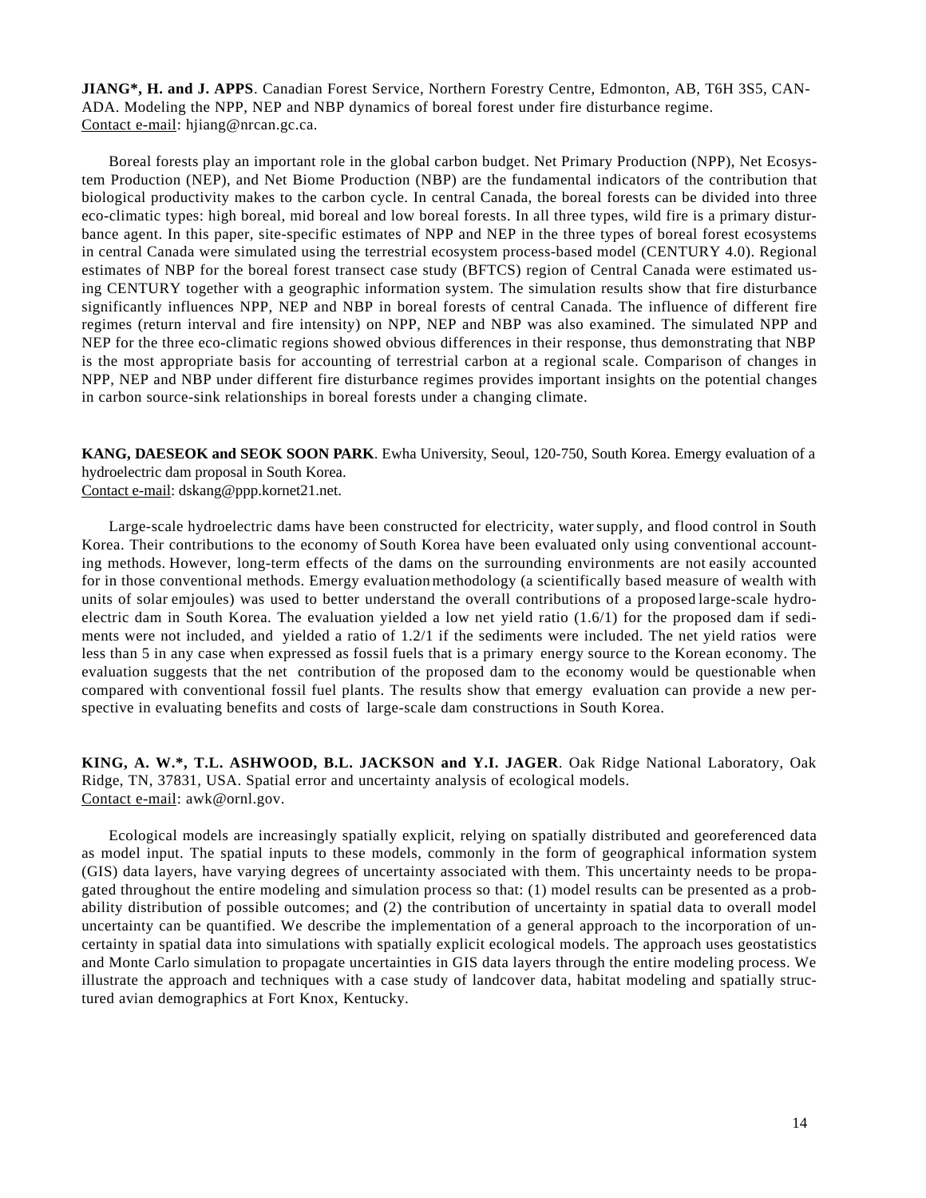**JIANG*, H. and J. APPS**. Canadian Forest Service, Northern Forestry Centre, Edmonton, AB, T6H 3S5, CANADA. Modeling the NPP, NEP and NBP dynamics of boreal forest under fire disturbance regime.
Contact e-mail: hjiang@nrcan.gc.ca.

Boreal forests play an important role in the global carbon budget. Net Primary Production (NPP), Net Ecosystem Production (NEP), and Net Biome Production (NBP) are the fundamental indicators of the contribution that biological productivity makes to the carbon cycle. In central Canada, the boreal forests can be divided into three eco-climatic types: high boreal, mid boreal and low boreal forests. In all three types, wild fire is a primary disturbance agent. In this paper, site-specific estimates of NPP and NEP in the three types of boreal forest ecosystems in central Canada were simulated using the terrestrial ecosystem process-based model (CENTURY 4.0). Regional estimates of NBP for the boreal forest transect case study (BFTCS) region of Central Canada were estimated using CENTURY together with a geographic information system. The simulation results show that fire disturbance significantly influences NPP, NEP and NBP in boreal forests of central Canada. The influence of different fire regimes (return interval and fire intensity) on NPP, NEP and NBP was also examined. The simulated NPP and NEP for the three eco-climatic regions showed obvious differences in their response, thus demonstrating that NBP is the most appropriate basis for accounting of terrestrial carbon at a regional scale. Comparison of changes in NPP, NEP and NBP under different fire disturbance regimes provides important insights on the potential changes in carbon source-sink relationships in boreal forests under a changing climate.

**KANG, DAESEOK and SEOK SOON PARK**. Ewha University, Seoul, 120-750, South Korea. Emergy evaluation of a hydroelectric dam proposal in South Korea.
Contact e-mail: dskang@ppp.kornet21.net.

Large-scale hydroelectric dams have been constructed for electricity, water supply, and flood control in South Korea. Their contributions to the economy of South Korea have been evaluated only using conventional accounting methods. However, long-term effects of the dams on the surrounding environments are not easily accounted for in those conventional methods. Emergy evaluation methodology (a scientifically based measure of wealth with units of solar emjoules) was used to better understand the overall contributions of a proposed large-scale hydroelectric dam in South Korea. The evaluation yielded a low net yield ratio (1.6/1) for the proposed dam if sediments were not included, and yielded a ratio of 1.2/1 if the sediments were included. The net yield ratios were less than 5 in any case when expressed as fossil fuels that is a primary energy source to the Korean economy. The evaluation suggests that the net contribution of the proposed dam to the economy would be questionable when compared with conventional fossil fuel plants. The results show that emergy evaluation can provide a new perspective in evaluating benefits and costs of large-scale dam constructions in South Korea.

**KING, A. W.*, T.L. ASHWOOD, B.L. JACKSON and Y.I. JAGER**. Oak Ridge National Laboratory, Oak Ridge, TN, 37831, USA. Spatial error and uncertainty analysis of ecological models.
Contact e-mail: awk@ornl.gov.

Ecological models are increasingly spatially explicit, relying on spatially distributed and georeferenced data as model input. The spatial inputs to these models, commonly in the form of geographical information system (GIS) data layers, have varying degrees of uncertainty associated with them. This uncertainty needs to be propagated throughout the entire modeling and simulation process so that: (1) model results can be presented as a probability distribution of possible outcomes; and (2) the contribution of uncertainty in spatial data to overall model uncertainty can be quantified. We describe the implementation of a general approach to the incorporation of uncertainty in spatial data into simulations with spatially explicit ecological models. The approach uses geostatistics and Monte Carlo simulation to propagate uncertainties in GIS data layers through the entire modeling process. We illustrate the approach and techniques with a case study of landcover data, habitat modeling and spatially structured avian demographics at Fort Knox, Kentucky.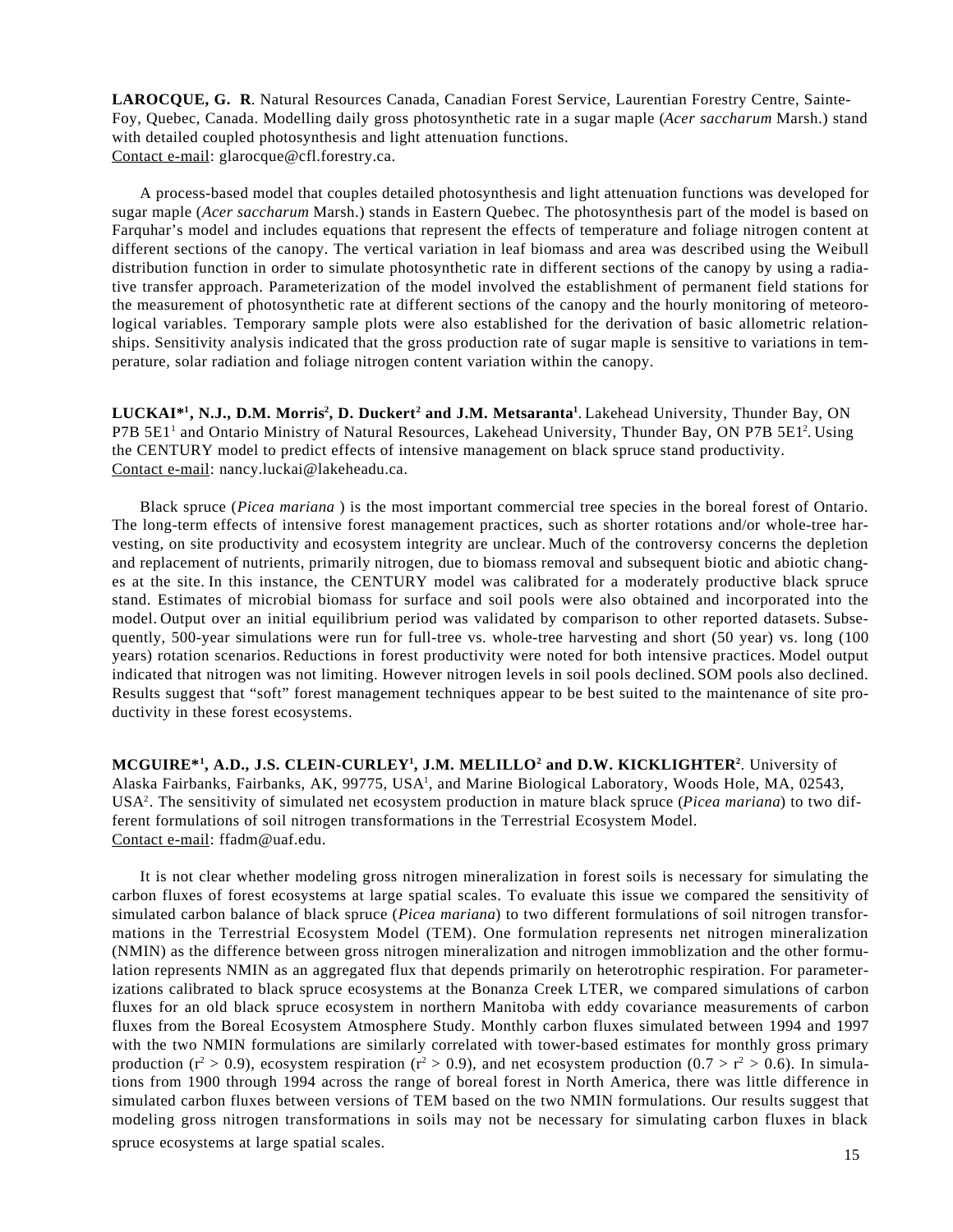**LAROCQUE, G. R**. Natural Resources Canada, Canadian Forest Service, Laurentian Forestry Centre, Sainte-Foy, Quebec, Canada. Modelling daily gross photosynthetic rate in a sugar maple (*Acer saccharum* Marsh.) stand with detailed coupled photosynthesis and light attenuation functions.
Contact e-mail: glarocque@cfl.forestry.ca.

A process-based model that couples detailed photosynthesis and light attenuation functions was developed for sugar maple (*Acer saccharum* Marsh.) stands in Eastern Quebec. The photosynthesis part of the model is based on Farquhar's model and includes equations that represent the effects of temperature and foliage nitrogen content at different sections of the canopy. The vertical variation in leaf biomass and area was described using the Weibull distribution function in order to simulate photosynthetic rate in different sections of the canopy by using a radiative transfer approach. Parameterization of the model involved the establishment of permanent field stations for the measurement of photosynthetic rate at different sections of the canopy and the hourly monitoring of meteorological variables. Temporary sample plots were also established for the derivation of basic allometric relationships. Sensitivity analysis indicated that the gross production rate of sugar maple is sensitive to variations in temperature, solar radiation and foliage nitrogen content variation within the canopy.

**LUCKAI*[1], N.J., D.M. Morris[2], D. Duckert[2] and J.M. Metsaranta[1]**. Lakehead University, Thunder Bay, ON P7B 5E1[1] and Ontario Ministry of Natural Resources, Lakehead University, Thunder Bay, ON P7B 5E1[2]. Using the CENTURY model to predict effects of intensive management on black spruce stand productivity.
Contact e-mail: nancy.luckai@lakeheadu.ca.

Black spruce (*Picea mariana* ) is the most important commercial tree species in the boreal forest of Ontario. The long-term effects of intensive forest management practices, such as shorter rotations and/or whole-tree harvesting, on site productivity and ecosystem integrity are unclear. Much of the controversy concerns the depletion and replacement of nutrients, primarily nitrogen, due to biomass removal and subsequent biotic and abiotic changes at the site. In this instance, the CENTURY model was calibrated for a moderately productive black spruce stand. Estimates of microbial biomass for surface and soil pools were also obtained and incorporated into the model. Output over an initial equilibrium period was validated by comparison to other reported datasets. Subsequently, 500-year simulations were run for full-tree vs. whole-tree harvesting and short (50 year) vs. long (100 years) rotation scenarios. Reductions in forest productivity were noted for both intensive practices. Model output indicated that nitrogen was not limiting. However nitrogen levels in soil pools declined. SOM pools also declined. Results suggest that "soft" forest management techniques appear to be best suited to the maintenance of site productivity in these forest ecosystems.

**MCGUIRE*[1], A.D., J.S. CLEIN-CURLEY[1], J.M. MELILLO[2] and D.W. KICKLIGHTER[2]**. University of Alaska Fairbanks, Fairbanks, AK, 99775, USA[1], and Marine Biological Laboratory, Woods Hole, MA, 02543, USA[2]. The sensitivity of simulated net ecosystem production in mature black spruce (*Picea mariana*) to two different formulations of soil nitrogen transformations in the Terrestrial Ecosystem Model.
Contact e-mail: ffadm@uaf.edu.

It is not clear whether modeling gross nitrogen mineralization in forest soils is necessary for simulating the carbon fluxes of forest ecosystems at large spatial scales. To evaluate this issue we compared the sensitivity of simulated carbon balance of black spruce (*Picea mariana*) to two different formulations of soil nitrogen transformations in the Terrestrial Ecosystem Model (TEM). One formulation represents net nitrogen mineralization (NMIN) as the difference between gross nitrogen mineralization and nitrogen immoblization and the other formulation represents NMIN as an aggregated flux that depends primarily on heterotrophic respiration. For parameterizations calibrated to black spruce ecosystems at the Bonanza Creek LTER, we compared simulations of carbon fluxes for an old black spruce ecosystem in northern Manitoba with eddy covariance measurements of carbon fluxes from the Boreal Ecosystem Atmosphere Study. Monthly carbon fluxes simulated between 1994 and 1997 with the two NMIN formulations are similarly correlated with tower-based estimates for monthly gross primary production ($r^2 > 0.9$), ecosystem respiration ($r^2 > 0.9$), and net ecosystem production ($0.7 > r^2 > 0.6$). In simulations from 1900 through 1994 across the range of boreal forest in North America, there was little difference in simulated carbon fluxes between versions of TEM based on the two NMIN formulations. Our results suggest that modeling gross nitrogen transformations in soils may not be necessary for simulating carbon fluxes in black spruce ecosystems at large spatial scales.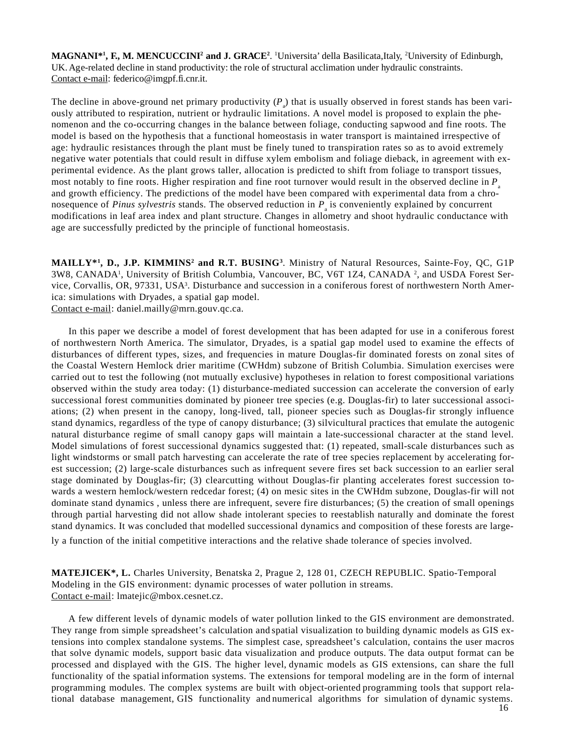**MAGNANI*[1], F., M. MENCUCCINI[2] and J. GRACE[2]**. [1]Universita' della Basilicata,Italy, [2]University of Edinburgh, UK. Age-related decline in stand productivity: the role of structural acclimation under hydraulic constraints. Contact e-mail: federico@imgpf.fi.cnr.it.

The decline in above-ground net primary productivity ($P_a$) that is usually observed in forest stands has been variously attributed to respiration, nutrient or hydraulic limitations. A novel model is proposed to explain the phenomenon and the co-occurring changes in the balance between foliage, conducting sapwood and fine roots. The model is based on the hypothesis that a functional homeostasis in water transport is maintained irrespective of age: hydraulic resistances through the plant must be finely tuned to transpiration rates so as to avoid extremely negative water potentials that could result in diffuse xylem embolism and foliage dieback, in agreement with experimental evidence. As the plant grows taller, allocation is predicted to shift from foliage to transport tissues, most notably to fine roots. Higher respiration and fine root turnover would result in the observed decline in $P_a$ and growth efficiency. The predictions of the model have been compared with experimental data from a chronosequence of *Pinus sylvestris* stands. The observed reduction in $P_a$ is conveniently explained by concurrent modifications in leaf area index and plant structure. Changes in allometry and shoot hydraulic conductance with age are successfully predicted by the principle of functional homeostasis.

**MAILLY*[1], D., J.P. KIMMINS[2] and R.T. BUSING[3]**. Ministry of Natural Resources, Sainte-Foy, QC, G1P 3W8, CANADA[1], University of British Columbia, Vancouver, BC, V6T 1Z4, CANADA [2], and USDA Forest Service, Corvallis, OR, 97331, USA[3]. Disturbance and succession in a coniferous forest of northwestern North America: simulations with Dryades, a spatial gap model. Contact e-mail: daniel.mailly@mrn.gouv.qc.ca.

In this paper we describe a model of forest development that has been adapted for use in a coniferous forest of northwestern North America. The simulator, Dryades, is a spatial gap model used to examine the effects of disturbances of different types, sizes, and frequencies in mature Douglas-fir dominated forests on zonal sites of the Coastal Western Hemlock drier maritime (CWHdm) subzone of British Columbia. Simulation exercises were carried out to test the following (not mutually exclusive) hypotheses in relation to forest compositional variations observed within the study area today: (1) disturbance-mediated succession can accelerate the conversion of early successional forest communities dominated by pioneer tree species (e.g. Douglas-fir) to later successional associations; (2) when present in the canopy, long-lived, tall, pioneer species such as Douglas-fir strongly influence stand dynamics, regardless of the type of canopy disturbance; (3) silvicultural practices that emulate the autogenic natural disturbance regime of small canopy gaps will maintain a late-successional character at the stand level. Model simulations of forest successional dynamics suggested that: (1) repeated, small-scale disturbances such as light windstorms or small patch harvesting can accelerate the rate of tree species replacement by accelerating forest succession; (2) large-scale disturbances such as infrequent severe fires set back succession to an earlier seral stage dominated by Douglas-fir; (3) clearcutting without Douglas-fir planting accelerates forest succession towards a western hemlock/western redcedar forest; (4) on mesic sites in the CWHdm subzone, Douglas-fir will not dominate stand dynamics , unless there are infrequent, severe fire disturbances; (5) the creation of small openings through partial harvesting did not allow shade intolerant species to reestablish naturally and dominate the forest stand dynamics. It was concluded that modelled successional dynamics and composition of these forests are largely a function of the initial competitive interactions and the relative shade tolerance of species involved.

**MATEJICEK*, L.** Charles University, Benatska 2, Prague 2, 128 01, CZECH REPUBLIC. Spatio-Temporal Modeling in the GIS environment: dynamic processes of water pollution in streams. Contact e-mail: lmatejic@mbox.cesnet.cz.

A few different levels of dynamic models of water pollution linked to the GIS environment are demonstrated. They range from simple spreadsheet's calculation and spatial visualization to building dynamic models as GIS extensions into complex standalone systems. The simplest case, spreadsheet's calculation, contains the user macros that solve dynamic models, support basic data visualization and produce outputs. The data output format can be processed and displayed with the GIS. The higher level, dynamic models as GIS extensions, can share the full functionality of the spatial information systems. The extensions for temporal modeling are in the form of internal programming modules. The complex systems are built with object-oriented programming tools that support relational database management, GIS functionality and numerical algorithms for simulation of dynamic systems.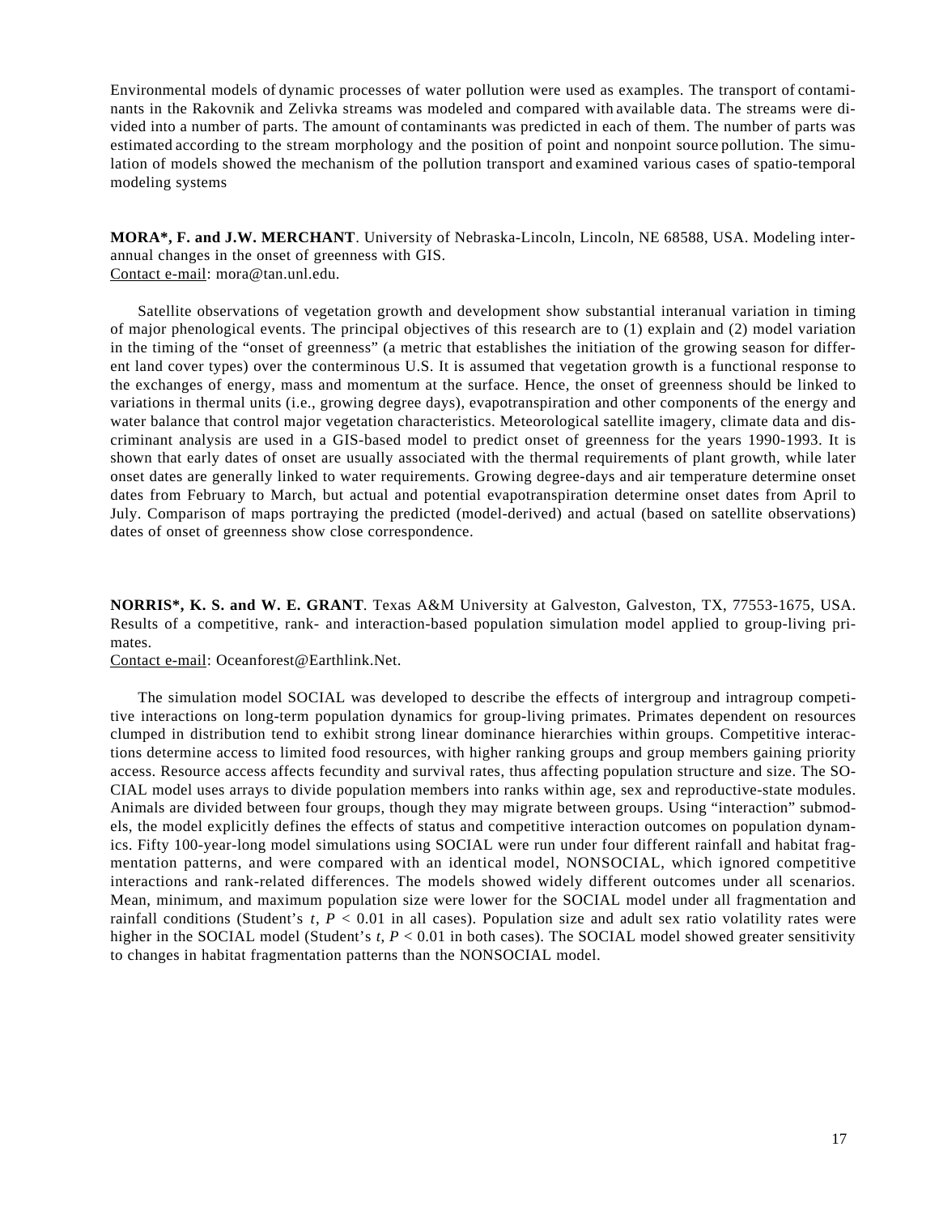Environmental models of dynamic processes of water pollution were used as examples. The transport of contaminants in the Rakovnik and Zelivka streams was modeled and compared with available data. The streams were divided into a number of parts. The amount of contaminants was predicted in each of them. The number of parts was estimated according to the stream morphology and the position of point and nonpoint source pollution. The simulation of models showed the mechanism of the pollution transport and examined various cases of spatio-temporal modeling systems

**MORA*, F. and J.W. MERCHANT**. University of Nebraska-Lincoln, Lincoln, NE 68588, USA. Modeling interannual changes in the onset of greenness with GIS.
Contact e-mail: mora@tan.unl.edu.

Satellite observations of vegetation growth and development show substantial interanual variation in timing of major phenological events. The principal objectives of this research are to (1) explain and (2) model variation in the timing of the "onset of greenness" (a metric that establishes the initiation of the growing season for different land cover types) over the conterminous U.S. It is assumed that vegetation growth is a functional response to the exchanges of energy, mass and momentum at the surface. Hence, the onset of greenness should be linked to variations in thermal units (i.e., growing degree days), evapotranspiration and other components of the energy and water balance that control major vegetation characteristics. Meteorological satellite imagery, climate data and discriminant analysis are used in a GIS-based model to predict onset of greenness for the years 1990-1993. It is shown that early dates of onset are usually associated with the thermal requirements of plant growth, while later onset dates are generally linked to water requirements. Growing degree-days and air temperature determine onset dates from February to March, but actual and potential evapotranspiration determine onset dates from April to July. Comparison of maps portraying the predicted (model-derived) and actual (based on satellite observations) dates of onset of greenness show close correspondence.

**NORRIS*, K. S. and W. E. GRANT**. Texas A&M University at Galveston, Galveston, TX, 77553-1675, USA. Results of a competitive, rank- and interaction-based population simulation model applied to group-living primates.
Contact e-mail: Oceanforest@Earthlink.Net.

The simulation model SOCIAL was developed to describe the effects of intergroup and intragroup competitive interactions on long-term population dynamics for group-living primates. Primates dependent on resources clumped in distribution tend to exhibit strong linear dominance hierarchies within groups. Competitive interactions determine access to limited food resources, with higher ranking groups and group members gaining priority access. Resource access affects fecundity and survival rates, thus affecting population structure and size. The SOCIAL model uses arrays to divide population members into ranks within age, sex and reproductive-state modules. Animals are divided between four groups, though they may migrate between groups. Using "interaction" submodels, the model explicitly defines the effects of status and competitive interaction outcomes on population dynamics. Fifty 100-year-long model simulations using SOCIAL were run under four different rainfall and habitat fragmentation patterns, and were compared with an identical model, NONSOCIAL, which ignored competitive interactions and rank-related differences. The models showed widely different outcomes under all scenarios. Mean, minimum, and maximum population size were lower for the SOCIAL model under all fragmentation and rainfall conditions (Student's $t$, $P < 0.01$ in all cases). Population size and adult sex ratio volatility rates were higher in the SOCIAL model (Student's $t$, $P < 0.01$ in both cases). The SOCIAL model showed greater sensitivity to changes in habitat fragmentation patterns than the NONSOCIAL model.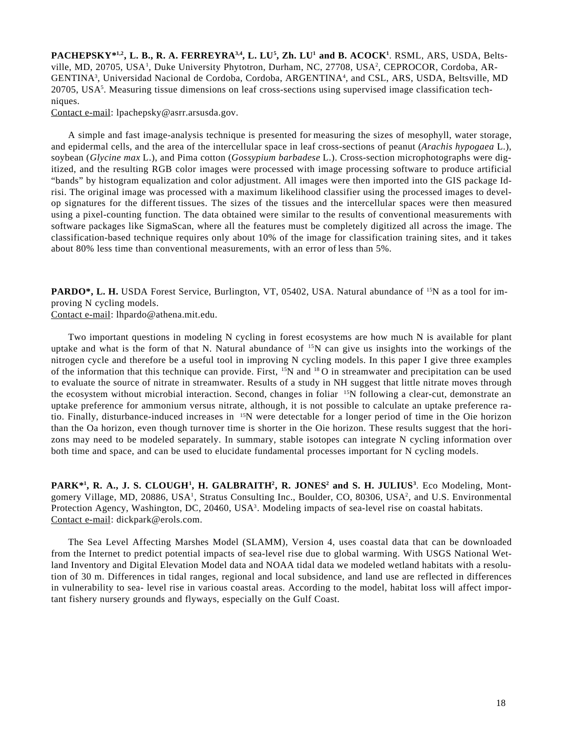**PACHEPSKY*[1,2], L. B., R. A. FERREYRA[3,4], L. LU[5], Zh. LU[1] and B. ACOCK[1]**. RSML, ARS, USDA, Beltsville, MD, 20705, USA[1], Duke University Phytotron, Durham, NC, 27708, USA[2], CEPROCOR, Cordoba, ARGENTINA[3], Universidad Nacional de Cordoba, Cordoba, ARGENTINA[4], and CSL, ARS, USDA, Beltsville, MD 20705, USA[5]. Measuring tissue dimensions on leaf cross-sections using supervised image classification techniques.
Contact e-mail: lpachepsky@asrr.arsusda.gov.

A simple and fast image-analysis technique is presented for measuring the sizes of mesophyll, water storage, and epidermal cells, and the area of the intercellular space in leaf cross-sections of peanut (*Arachis hypogaea* L.), soybean (*Glycine max* L.), and Pima cotton (*Gossypium barbadese* L.). Cross-section microphotographs were digitized, and the resulting RGB color images were processed with image processing software to produce artificial "bands" by histogram equalization and color adjustment. All images were then imported into the GIS package Idrisi. The original image was processed with a maximum likelihood classifier using the processed images to develop signatures for the different tissues. The sizes of the tissues and the intercellular spaces were then measured using a pixel-counting function. The data obtained were similar to the results of conventional measurements with software packages like SigmaScan, where all the features must be completely digitized all across the image. The classification-based technique requires only about 10% of the image for classification training sites, and it takes about 80% less time than conventional measurements, with an error of less than 5%.

**PARDO*, L. H.** USDA Forest Service, Burlington, VT, 05402, USA. Natural abundance of $^{15}N$ as a tool for improving N cycling models.
Contact e-mail: lhpardo@athena.mit.edu.

Two important questions in modeling N cycling in forest ecosystems are how much N is available for plant uptake and what is the form of that N. Natural abundance of $^{15}N$ can give us insights into the workings of the nitrogen cycle and therefore be a useful tool in improving N cycling models. In this paper I give three examples of the information that this technique can provide. First, $^{15}N$ and $^{18}O$ in streamwater and precipitation can be used to evaluate the source of nitrate in streamwater. Results of a study in NH suggest that little nitrate moves through the ecosystem without microbial interaction. Second, changes in foliar $^{15}N$ following a clear-cut, demonstrate an uptake preference for ammonium versus nitrate, although, it is not possible to calculate an uptake preference ratio. Finally, disturbance-induced increases in $^{15}N$ were detectable for a longer period of time in the Oie horizon than the Oa horizon, even though turnover time is shorter in the Oie horizon. These results suggest that the horizons may need to be modeled separately. In summary, stable isotopes can integrate N cycling information over both time and space, and can be used to elucidate fundamental processes important for N cycling models.

**PARK*[1], R. A., J. S. CLOUGH[1], H. GALBRAITH[2], R. JONES[2] and S. H. JULIUS[3]**. Eco Modeling, Montgomery Village, MD, 20886, USA[1], Stratus Consulting Inc., Boulder, CO, 80306, USA[2], and U.S. Environmental Protection Agency, Washington, DC, 20460, USA[3]. Modeling impacts of sea-level rise on coastal habitats.
Contact e-mail: dickpark@erols.com.

The Sea Level Affecting Marshes Model (SLAMM), Version 4, uses coastal data that can be downloaded from the Internet to predict potential impacts of sea-level rise due to global warming. With USGS National Wetland Inventory and Digital Elevation Model data and NOAA tidal data we modeled wetland habitats with a resolution of 30 m. Differences in tidal ranges, regional and local subsidence, and land use are reflected in differences in vulnerability to sea- level rise in various coastal areas. According to the model, habitat loss will affect important fishery nursery grounds and flyways, especially on the Gulf Coast.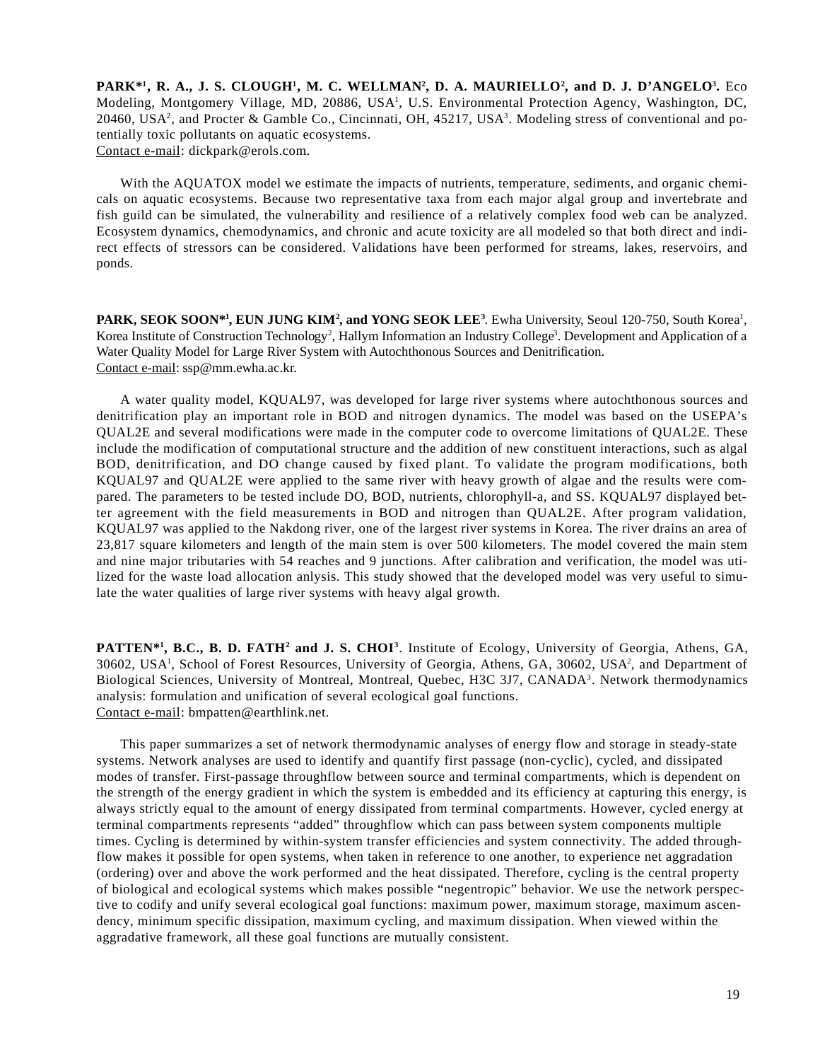**PARK*[1], R. A., J. S. CLOUGH[1], M. C. WELLMAN[2], D. A. MAURIELLO[2], and D. J. D'ANGELO[3].** Eco Modeling, Montgomery Village, MD, 20886, USA[1], U.S. Environmental Protection Agency, Washington, DC, 20460, USA[2], and Procter & Gamble Co., Cincinnati, OH, 45217, USA[3]. Modeling stress of conventional and potentially toxic pollutants on aquatic ecosystems.
Contact e-mail: dickpark@erols.com.

With the AQUATOX model we estimate the impacts of nutrients, temperature, sediments, and organic chemicals on aquatic ecosystems. Because two representative taxa from each major algal group and invertebrate and fish guild can be simulated, the vulnerability and resilience of a relatively complex food web can be analyzed. Ecosystem dynamics, chemodynamics, and chronic and acute toxicity are all modeled so that both direct and indirect effects of stressors can be considered. Validations have been performed for streams, lakes, reservoirs, and ponds.

**PARK, SEOK SOON*[1], EUN JUNG KIM[2], and YONG SEOK LEE[3]**. Ewha University, Seoul 120-750, South Korea[1], Korea Institute of Construction Technology[2], Hallym Information an Industry College[3]. Development and Application of a Water Quality Model for Large River System with Autochthonous Sources and Denitrification.
Contact e-mail: ssp@mm.ewha.ac.kr.

A water quality model, KQUAL97, was developed for large river systems where autochthonous sources and denitrification play an important role in BOD and nitrogen dynamics. The model was based on the USEPA's QUAL2E and several modifications were made in the computer code to overcome limitations of QUAL2E. These include the modification of computational structure and the addition of new constituent interactions, such as algal BOD, denitrification, and DO change caused by fixed plant. To validate the program modifications, both KQUAL97 and QUAL2E were applied to the same river with heavy growth of algae and the results were compared. The parameters to be tested include DO, BOD, nutrients, chlorophyll-a, and SS. KQUAL97 displayed better agreement with the field measurements in BOD and nitrogen than QUAL2E. After program validation, KQUAL97 was applied to the Nakdong river, one of the largest river systems in Korea. The river drains an area of 23,817 square kilometers and length of the main stem is over 500 kilometers. The model covered the main stem and nine major tributaries with 54 reaches and 9 junctions. After calibration and verification, the model was utilized for the waste load allocation anlysis. This study showed that the developed model was very useful to simulate the water qualities of large river systems with heavy algal growth.

**PATTEN*[1], B.C., B. D. FATH[2] and J. S. CHOI[3]**. Institute of Ecology, University of Georgia, Athens, GA, 30602, USA[1], School of Forest Resources, University of Georgia, Athens, GA, 30602, USA[2], and Department of Biological Sciences, University of Montreal, Montreal, Quebec, H3C 3J7, CANADA[3]. Network thermodynamics analysis: formulation and unification of several ecological goal functions.
Contact e-mail: bmpatten@earthlink.net.

This paper summarizes a set of network thermodynamic analyses of energy flow and storage in steady-state systems. Network analyses are used to identify and quantify first passage (non-cyclic), cycled, and dissipated modes of transfer. First-passage throughflow between source and terminal compartments, which is dependent on the strength of the energy gradient in which the system is embedded and its efficiency at capturing this energy, is always strictly equal to the amount of energy dissipated from terminal compartments. However, cycled energy at terminal compartments represents "added" throughflow which can pass between system components multiple times. Cycling is determined by within-system transfer efficiencies and system connectivity. The added throughflow makes it possible for open systems, when taken in reference to one another, to experience net aggradation (ordering) over and above the work performed and the heat dissipated. Therefore, cycling is the central property of biological and ecological systems which makes possible "negentropic" behavior. We use the network perspective to codify and unify several ecological goal functions: maximum power, maximum storage, maximum ascendency, minimum specific dissipation, maximum cycling, and maximum dissipation. When viewed within the aggradative framework, all these goal functions are mutually consistent.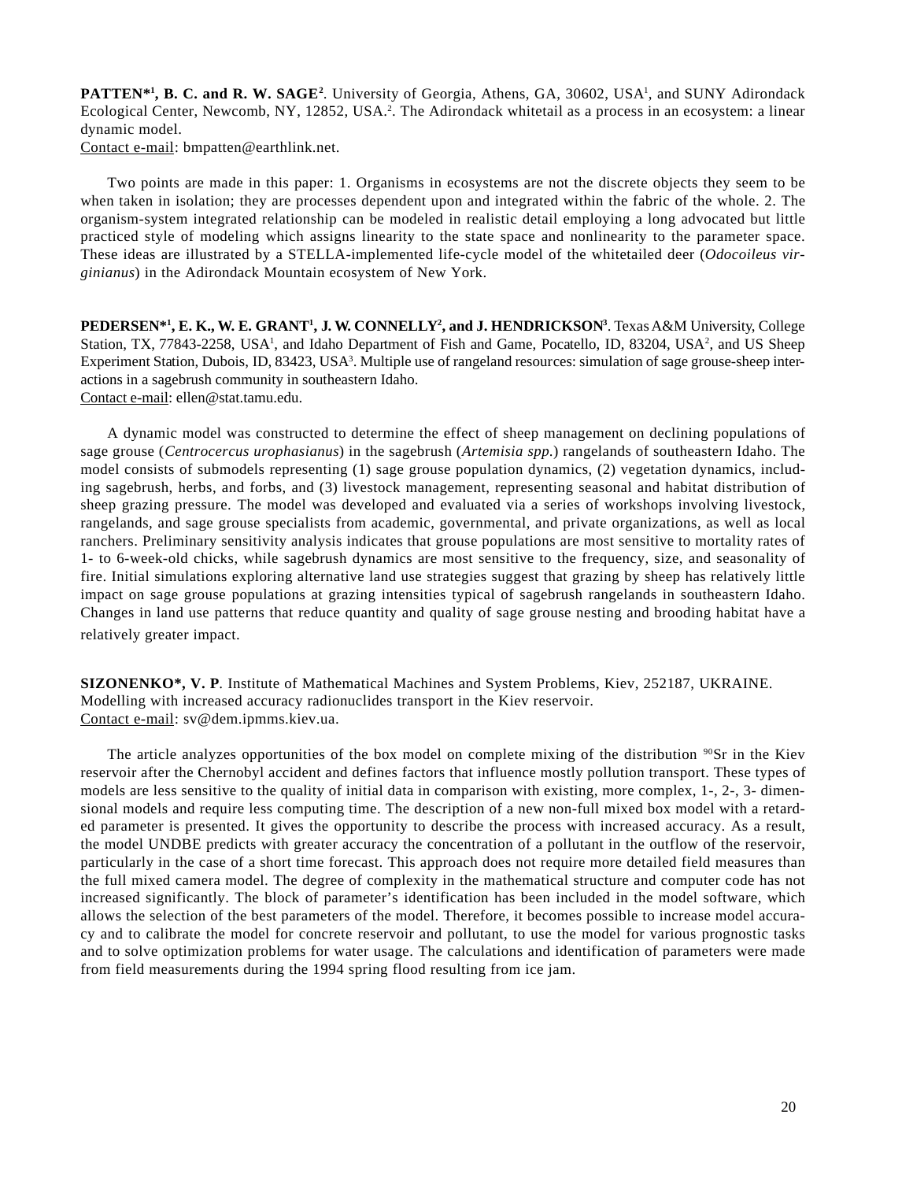**PATTEN*[1], B. C. and R. W. SAGE[2]**. University of Georgia, Athens, GA, 30602, USA[1], and SUNY Adirondack Ecological Center, Newcomb, NY, 12852, USA.[2]. The Adirondack whitetail as a process in an ecosystem: a linear dynamic model.
Contact e-mail: bmpatten@earthlink.net.

Two points are made in this paper: 1. Organisms in ecosystems are not the discrete objects they seem to be when taken in isolation; they are processes dependent upon and integrated within the fabric of the whole. 2. The organism-system integrated relationship can be modeled in realistic detail employing a long advocated but little practiced style of modeling which assigns linearity to the state space and nonlinearity to the parameter space. These ideas are illustrated by a STELLA-implemented life-cycle model of the whitetailed deer (*Odocoileus virginianus*) in the Adirondack Mountain ecosystem of New York.

**PEDERSEN*[1], E. K., W. E. GRANT[1], J. W. CONNELLY[2], and J. HENDRICKSON[3]**. Texas A&M University, College Station, TX, 77843-2258, USA[1], and Idaho Department of Fish and Game, Pocatello, ID, 83204, USA[2], and US Sheep Experiment Station, Dubois, ID, 83423, USA[3]. Multiple use of rangeland resources: simulation of sage grouse-sheep interactions in a sagebrush community in southeastern Idaho.
Contact e-mail: ellen@stat.tamu.edu.

A dynamic model was constructed to determine the effect of sheep management on declining populations of sage grouse (*Centrocercus urophasianus*) in the sagebrush (*Artemisia spp.*) rangelands of southeastern Idaho. The model consists of submodels representing (1) sage grouse population dynamics, (2) vegetation dynamics, including sagebrush, herbs, and forbs, and (3) livestock management, representing seasonal and habitat distribution of sheep grazing pressure. The model was developed and evaluated via a series of workshops involving livestock, rangelands, and sage grouse specialists from academic, governmental, and private organizations, as well as local ranchers. Preliminary sensitivity analysis indicates that grouse populations are most sensitive to mortality rates of 1- to 6-week-old chicks, while sagebrush dynamics are most sensitive to the frequency, size, and seasonality of fire. Initial simulations exploring alternative land use strategies suggest that grazing by sheep has relatively little impact on sage grouse populations at grazing intensities typical of sagebrush rangelands in southeastern Idaho. Changes in land use patterns that reduce quantity and quality of sage grouse nesting and brooding habitat have a relatively greater impact.

**SIZONENKO*, V. P**. Institute of Mathematical Machines and System Problems, Kiev, 252187, UKRAINE. Modelling with increased accuracy radionuclides transport in the Kiev reservoir.
Contact e-mail: sv@dem.ipmms.kiev.ua.

The article analyzes opportunities of the box model on complete mixing of the distribution $^{90}$Sr in the Kiev reservoir after the Chernobyl accident and defines factors that influence mostly pollution transport. These types of models are less sensitive to the quality of initial data in comparison with existing, more complex, 1-, 2-, 3- dimensional models and require less computing time. The description of a new non-full mixed box model with a retarded parameter is presented. It gives the opportunity to describe the process with increased accuracy. As a result, the model UNDBE predicts with greater accuracy the concentration of a pollutant in the outflow of the reservoir, particularly in the case of a short time forecast. This approach does not require more detailed field measures than the full mixed camera model. The degree of complexity in the mathematical structure and computer code has not increased significantly. The block of parameter's identification has been included in the model software, which allows the selection of the best parameters of the model. Therefore, it becomes possible to increase model accuracy and to calibrate the model for concrete reservoir and pollutant, to use the model for various prognostic tasks and to solve optimization problems for water usage. The calculations and identification of parameters were made from field measurements during the 1994 spring flood resulting from ice jam.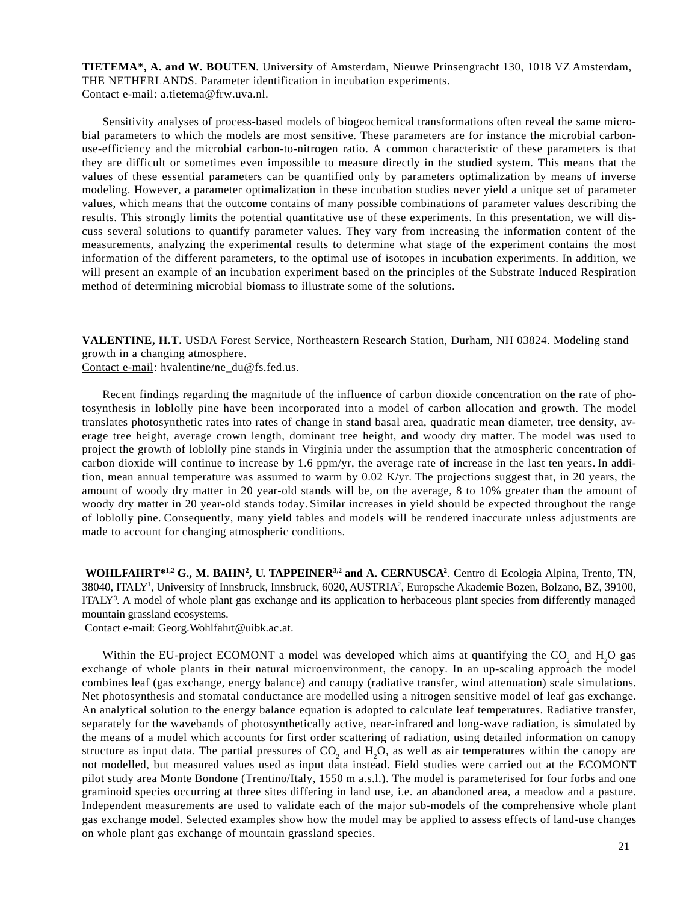**TIETEMA*, A. and W. BOUTEN**. University of Amsterdam, Nieuwe Prinsengracht 130, 1018 VZ Amsterdam, THE NETHERLANDS. Parameter identification in incubation experiments.
Contact e-mail: a.tietema@frw.uva.nl.

Sensitivity analyses of process-based models of biogeochemical transformations often reveal the same microbial parameters to which the models are most sensitive. These parameters are for instance the microbial carbon-use-efficiency and the microbial carbon-to-nitrogen ratio. A common characteristic of these parameters is that they are difficult or sometimes even impossible to measure directly in the studied system. This means that the values of these essential parameters can be quantified only by parameters optimalization by means of inverse modeling. However, a parameter optimalization in these incubation studies never yield a unique set of parameter values, which means that the outcome contains of many possible combinations of parameter values describing the results. This strongly limits the potential quantitative use of these experiments. In this presentation, we will discuss several solutions to quantify parameter values. They vary from increasing the information content of the measurements, analyzing the experimental results to determine what stage of the experiment contains the most information of the different parameters, to the optimal use of isotopes in incubation experiments. In addition, we will present an example of an incubation experiment based on the principles of the Substrate Induced Respiration method of determining microbial biomass to illustrate some of the solutions.

**VALENTINE, H.T.** USDA Forest Service, Northeastern Research Station, Durham, NH 03824. Modeling stand growth in a changing atmosphere.
Contact e-mail: hvalentine/ne_du@fs.fed.us.

Recent findings regarding the magnitude of the influence of carbon dioxide concentration on the rate of photosynthesis in loblolly pine have been incorporated into a model of carbon allocation and growth. The model translates photosynthetic rates into rates of change in stand basal area, quadratic mean diameter, tree density, average tree height, average crown length, dominant tree height, and woody dry matter. The model was used to project the growth of loblolly pine stands in Virginia under the assumption that the atmospheric concentration of carbon dioxide will continue to increase by 1.6 ppm/yr, the average rate of increase in the last ten years. In addition, mean annual temperature was assumed to warm by 0.02 K/yr. The projections suggest that, in 20 years, the amount of woody dry matter in 20 year-old stands will be, on the average, 8 to 10% greater than the amount of woody dry matter in 20 year-old stands today. Similar increases in yield should be expected throughout the range of loblolly pine. Consequently, many yield tables and models will be rendered inaccurate unless adjustments are made to account for changing atmospheric conditions.

**WOHLFAHRT*[1,2] G., M. BAHN[2], U. TAPPEINER[3,2] and A. CERNUSCA[2]**. Centro di Ecologia Alpina, Trento, TN, 38040, ITALY[1], University of Innsbruck, Innsbruck, 6020, AUSTRIA[2], Europsche Akademie Bozen, Bolzano, BZ, 39100, ITALY[3]. A model of whole plant gas exchange and its application to herbaceous plant species from differently managed mountain grassland ecosystems.
Contact e-mail: Georg.Wohlfahrt@uibk.ac.at.

Within the EU-project ECOMONT a model was developed which aims at quantifying the $CO_2$ and $H_2O$ gas exchange of whole plants in their natural microenvironment, the canopy. In an up-scaling approach the model combines leaf (gas exchange, energy balance) and canopy (radiative transfer, wind attenuation) scale simulations. Net photosynthesis and stomatal conductance are modelled using a nitrogen sensitive model of leaf gas exchange. An analytical solution to the energy balance equation is adopted to calculate leaf temperatures. Radiative transfer, separately for the wavebands of photosynthetically active, near-infrared and long-wave radiation, is simulated by the means of a model which accounts for first order scattering of radiation, using detailed information on canopy structure as input data. The partial pressures of $CO_2$ and $H_2O$, as well as air temperatures within the canopy are not modelled, but measured values used as input data instead. Field studies were carried out at the ECOMONT pilot study area Monte Bondone (Trentino/Italy, 1550 m a.s.l.). The model is parameterised for four forbs and one graminoid species occurring at three sites differing in land use, i.e. an abandoned area, a meadow and a pasture. Independent measurements are used to validate each of the major sub-models of the comprehensive whole plant gas exchange model. Selected examples show how the model may be applied to assess effects of land-use changes on whole plant gas exchange of mountain grassland species.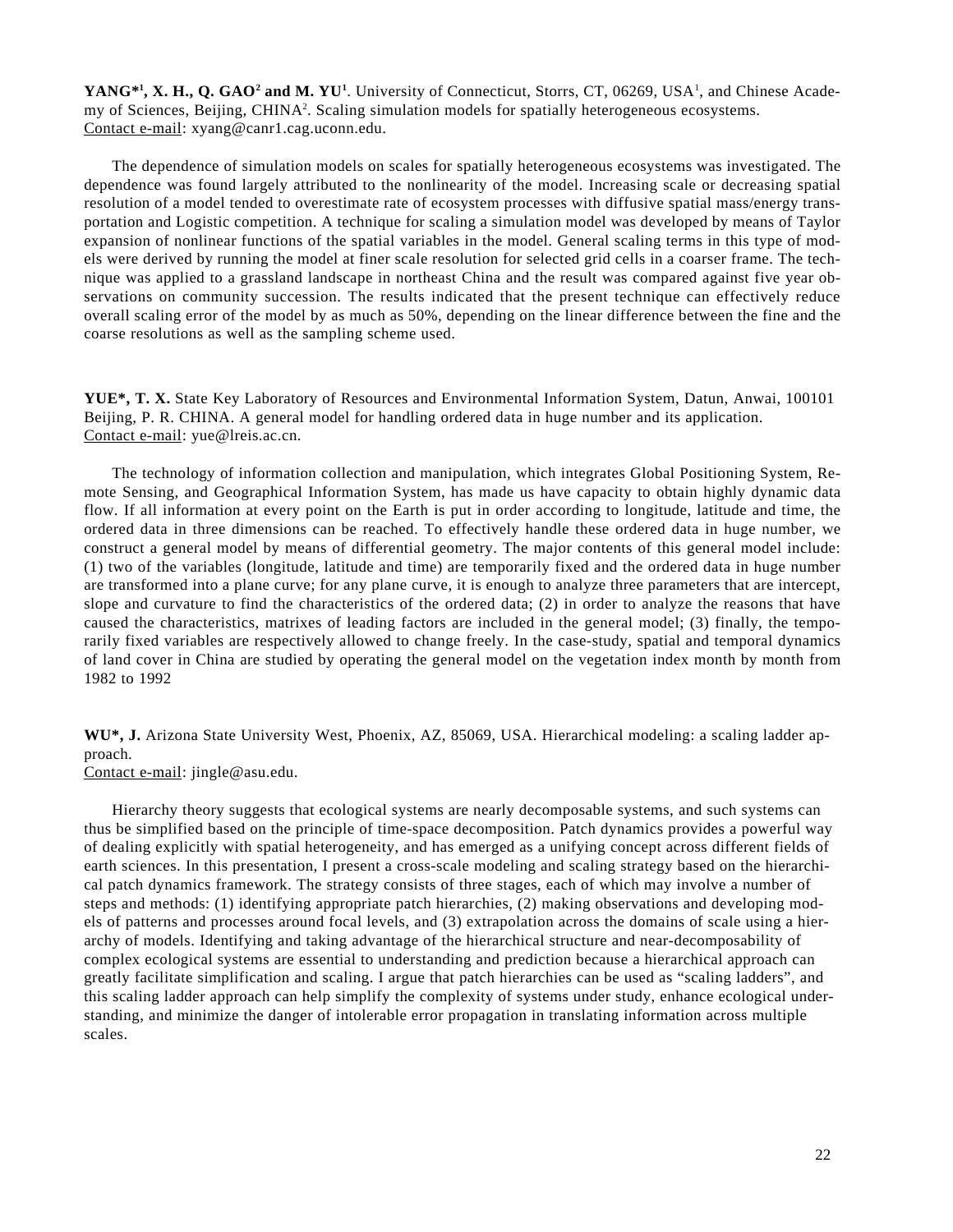**YANG*[1], X. H., Q. GAO[2] and M. YU[1]**. University of Connecticut, Storrs, CT, 06269, USA[1], and Chinese Academy of Sciences, Beijing, CHINA[2]. Scaling simulation models for spatially heterogeneous ecosystems.
Contact e-mail: xyang@canr1.cag.uconn.edu.

The dependence of simulation models on scales for spatially heterogeneous ecosystems was investigated. The dependence was found largely attributed to the nonlinearity of the model. Increasing scale or decreasing spatial resolution of a model tended to overestimate rate of ecosystem processes with diffusive spatial mass/energy transportation and Logistic competition. A technique for scaling a simulation model was developed by means of Taylor expansion of nonlinear functions of the spatial variables in the model. General scaling terms in this type of models were derived by running the model at finer scale resolution for selected grid cells in a coarser frame. The technique was applied to a grassland landscape in northeast China and the result was compared against five year observations on community succession. The results indicated that the present technique can effectively reduce overall scaling error of the model by as much as 50%, depending on the linear difference between the fine and the coarse resolutions as well as the sampling scheme used.

**YUE*, T. X.** State Key Laboratory of Resources and Environmental Information System, Datun, Anwai, 100101 Beijing, P. R. CHINA. A general model for handling ordered data in huge number and its application.
Contact e-mail: yue@lreis.ac.cn.

The technology of information collection and manipulation, which integrates Global Positioning System, Remote Sensing, and Geographical Information System, has made us have capacity to obtain highly dynamic data flow. If all information at every point on the Earth is put in order according to longitude, latitude and time, the ordered data in three dimensions can be reached. To effectively handle these ordered data in huge number, we construct a general model by means of differential geometry. The major contents of this general model include: (1) two of the variables (longitude, latitude and time) are temporarily fixed and the ordered data in huge number are transformed into a plane curve; for any plane curve, it is enough to analyze three parameters that are intercept, slope and curvature to find the characteristics of the ordered data; (2) in order to analyze the reasons that have caused the characteristics, matrixes of leading factors are included in the general model; (3) finally, the temporarily fixed variables are respectively allowed to change freely. In the case-study, spatial and temporal dynamics of land cover in China are studied by operating the general model on the vegetation index month by month from 1982 to 1992

**WU*, J.** Arizona State University West, Phoenix, AZ, 85069, USA. Hierarchical modeling: a scaling ladder approach.
Contact e-mail: jingle@asu.edu.

Hierarchy theory suggests that ecological systems are nearly decomposable systems, and such systems can thus be simplified based on the principle of time-space decomposition. Patch dynamics provides a powerful way of dealing explicitly with spatial heterogeneity, and has emerged as a unifying concept across different fields of earth sciences. In this presentation, I present a cross-scale modeling and scaling strategy based on the hierarchical patch dynamics framework. The strategy consists of three stages, each of which may involve a number of steps and methods: (1) identifying appropriate patch hierarchies, (2) making observations and developing models of patterns and processes around focal levels, and (3) extrapolation across the domains of scale using a hierarchy of models. Identifying and taking advantage of the hierarchical structure and near-decomposability of complex ecological systems are essential to understanding and prediction because a hierarchical approach can greatly facilitate simplification and scaling. I argue that patch hierarchies can be used as "scaling ladders", and this scaling ladder approach can help simplify the complexity of systems under study, enhance ecological understanding, and minimize the danger of intolerable error propagation in translating information across multiple scales.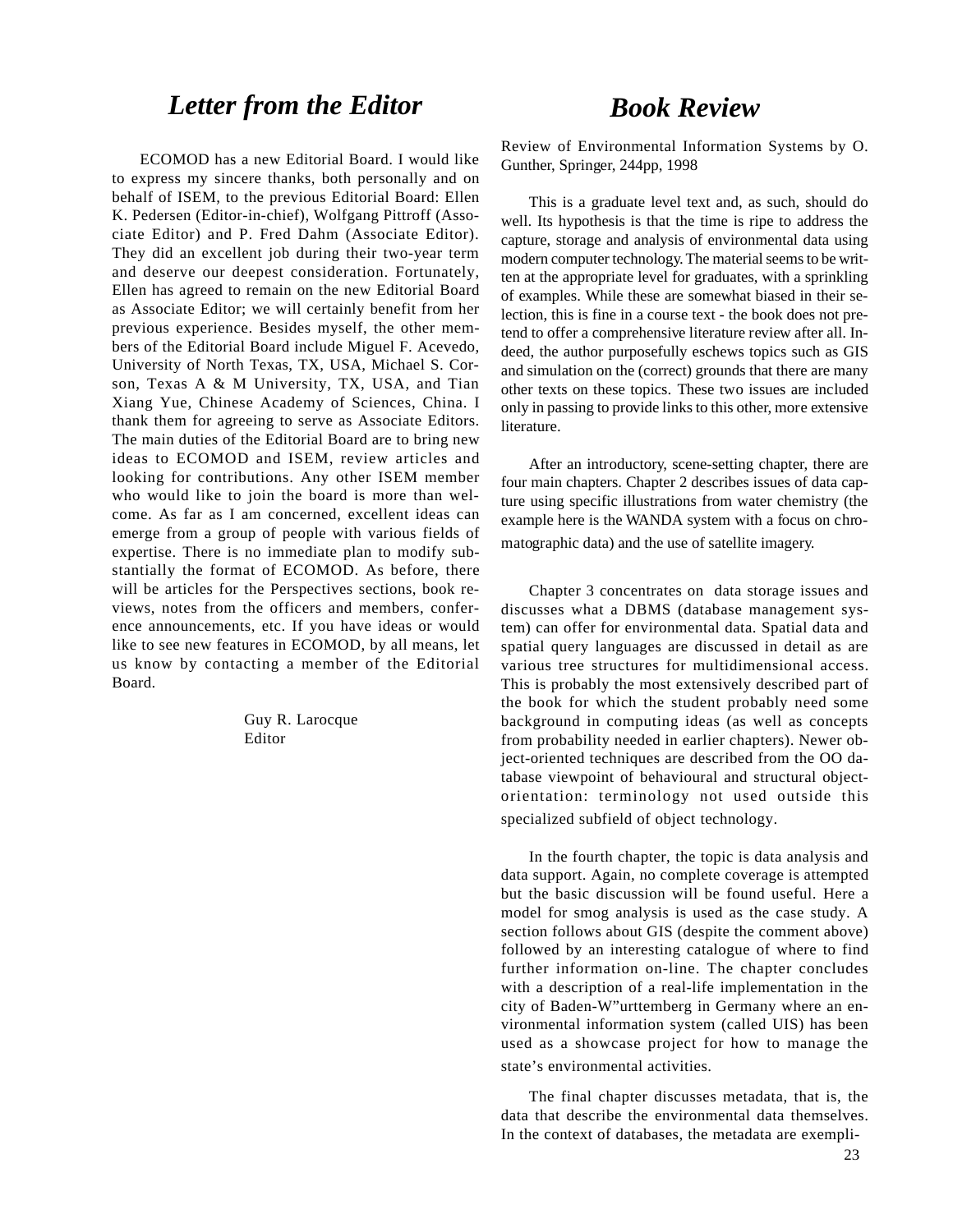# *Letter from the Editor*

ECOMOD has a new Editorial Board. I would like to express my sincere thanks, both personally and on behalf of ISEM, to the previous Editorial Board: Ellen K. Pedersen (Editor-in-chief), Wolfgang Pittroff (Associate Editor) and P. Fred Dahm (Associate Editor). They did an excellent job during their two-year term and deserve our deepest consideration. Fortunately, Ellen has agreed to remain on the new Editorial Board as Associate Editor; we will certainly benefit from her previous experience. Besides myself, the other members of the Editorial Board include Miguel F. Acevedo, University of North Texas, TX, USA, Michael S. Corson, Texas A & M University, TX, USA, and Tian Xiang Yue, Chinese Academy of Sciences, China. I thank them for agreeing to serve as Associate Editors. The main duties of the Editorial Board are to bring new ideas to ECOMOD and ISEM, review articles and looking for contributions. Any other ISEM member who would like to join the board is more than welcome. As far as I am concerned, excellent ideas can emerge from a group of people with various fields of expertise. There is no immediate plan to modify substantially the format of ECOMOD. As before, there will be articles for the Perspectives sections, book reviews, notes from the officers and members, conference announcements, etc. If you have ideas or would like to see new features in ECOMOD, by all means, let us know by contacting a member of the Editorial Board.

Guy R. Larocque
Editor

# *Book Review*

Review of Environmental Information Systems by O. Gunther, Springer, 244pp, 1998

This is a graduate level text and, as such, should do well. Its hypothesis is that the time is ripe to address the capture, storage and analysis of environmental data using modern computer technology. The material seems to be written at the appropriate level for graduates, with a sprinkling of examples. While these are somewhat biased in their selection, this is fine in a course text - the book does not pretend to offer a comprehensive literature review after all. Indeed, the author purposefully eschews topics such as GIS and simulation on the (correct) grounds that there are many other texts on these topics. These two issues are included only in passing to provide links to this other, more extensive literature.

After an introductory, scene-setting chapter, there are four main chapters. Chapter 2 describes issues of data capture using specific illustrations from water chemistry (the example here is the WANDA system with a focus on chromatographic data) and the use of satellite imagery.

Chapter 3 concentrates on data storage issues and discusses what a DBMS (database management system) can offer for environmental data. Spatial data and spatial query languages are discussed in detail as are various tree structures for multidimensional access. This is probably the most extensively described part of the book for which the student probably need some background in computing ideas (as well as concepts from probability needed in earlier chapters). Newer object-oriented techniques are described from the OO database viewpoint of behavioural and structural object-orientation: terminology not used outside this specialized subfield of object technology.

In the fourth chapter, the topic is data analysis and data support. Again, no complete coverage is attempted but the basic discussion will be found useful. Here a model for smog analysis is used as the case study. A section follows about GIS (despite the comment above) followed by an interesting catalogue of where to find further information on-line. The chapter concludes with a description of a real-life implementation in the city of Baden-W"urttemberg in Germany where an environmental information system (called UIS) has been used as a showcase project for how to manage the state's environmental activities.

The final chapter discusses metadata, that is, the data that describe the environmental data themselves. In the context of databases, the metadata are exempli-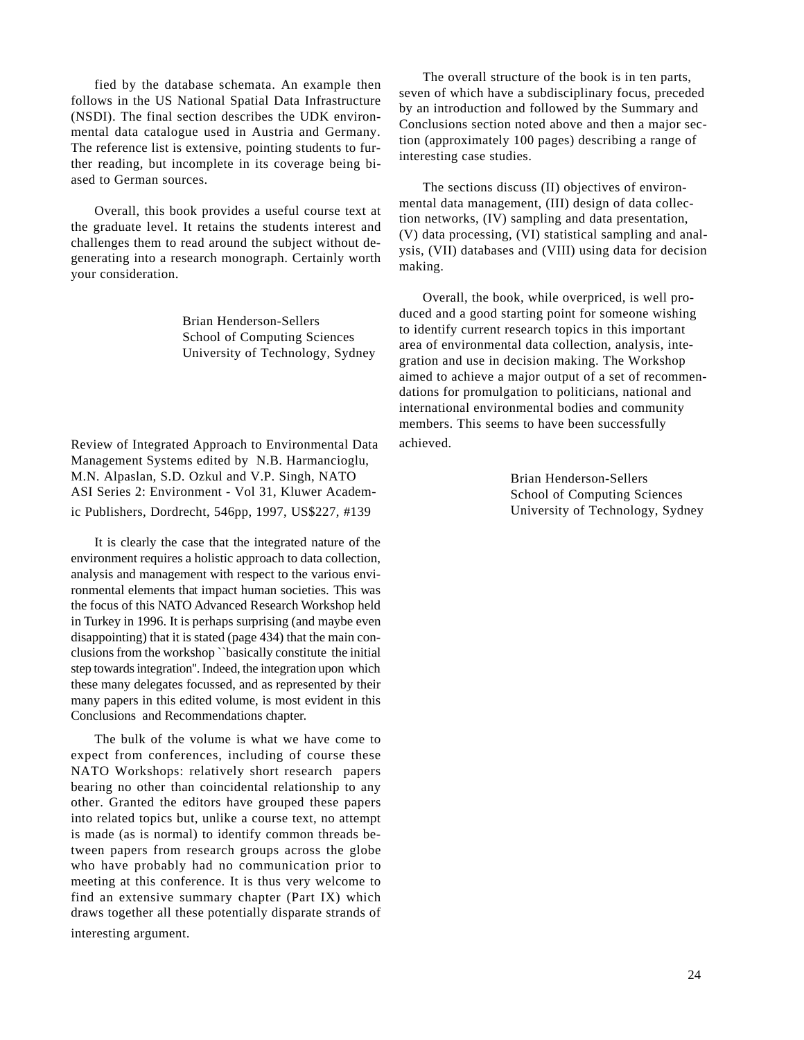fied by the database schemata. An example then follows in the US National Spatial Data Infrastructure (NSDI). The final section describes the UDK environmental data catalogue used in Austria and Germany. The reference list is extensive, pointing students to further reading, but incomplete in its coverage being biased to German sources.

Overall, this book provides a useful course text at the graduate level. It retains the students interest and challenges them to read around the subject without degenerating into a research monograph. Certainly worth your consideration.

Brian Henderson-Sellers
School of Computing Sciences
University of Technology, Sydney

Review of Integrated Approach to Environmental Data Management Systems edited by N.B. Harmancioglu, M.N. Alpaslan, S.D. Ozkul and V.P. Singh, NATO ASI Series 2: Environment - Vol 31, Kluwer Academic Publishers, Dordrecht, 546pp, 1997, US$227, #139

It is clearly the case that the integrated nature of the environment requires a holistic approach to data collection, analysis and management with respect to the various environmental elements that impact human societies. This was the focus of this NATO Advanced Research Workshop held in Turkey in 1996. It is perhaps surprising (and maybe even disappointing) that it is stated (page 434) that the main conclusions from the workshop ``basically constitute the initial step towards integration''. Indeed, the integration upon which these many delegates focussed, and as represented by their many papers in this edited volume, is most evident in this Conclusions and Recommendations chapter.

The bulk of the volume is what we have come to expect from conferences, including of course these NATO Workshops: relatively short research papers bearing no other than coincidental relationship to any other. Granted the editors have grouped these papers into related topics but, unlike a course text, no attempt is made (as is normal) to identify common threads between papers from research groups across the globe who have probably had no communication prior to meeting at this conference. It is thus very welcome to find an extensive summary chapter (Part IX) which draws together all these potentially disparate strands of interesting argument.

The overall structure of the book is in ten parts, seven of which have a subdisciplinary focus, preceded by an introduction and followed by the Summary and Conclusions section noted above and then a major section (approximately 100 pages) describing a range of interesting case studies.

The sections discuss (II) objectives of environmental data management, (III) design of data collection networks, (IV) sampling and data presentation, (V) data processing, (VI) statistical sampling and analysis, (VII) databases and (VIII) using data for decision making.

Overall, the book, while overpriced, is well produced and a good starting point for someone wishing to identify current research topics in this important area of environmental data collection, analysis, integration and use in decision making. The Workshop aimed to achieve a major output of a set of recommendations for promulgation to politicians, national and international environmental bodies and community members. This seems to have been successfully achieved.

Brian Henderson-Sellers
School of Computing Sciences
University of Technology, Sydney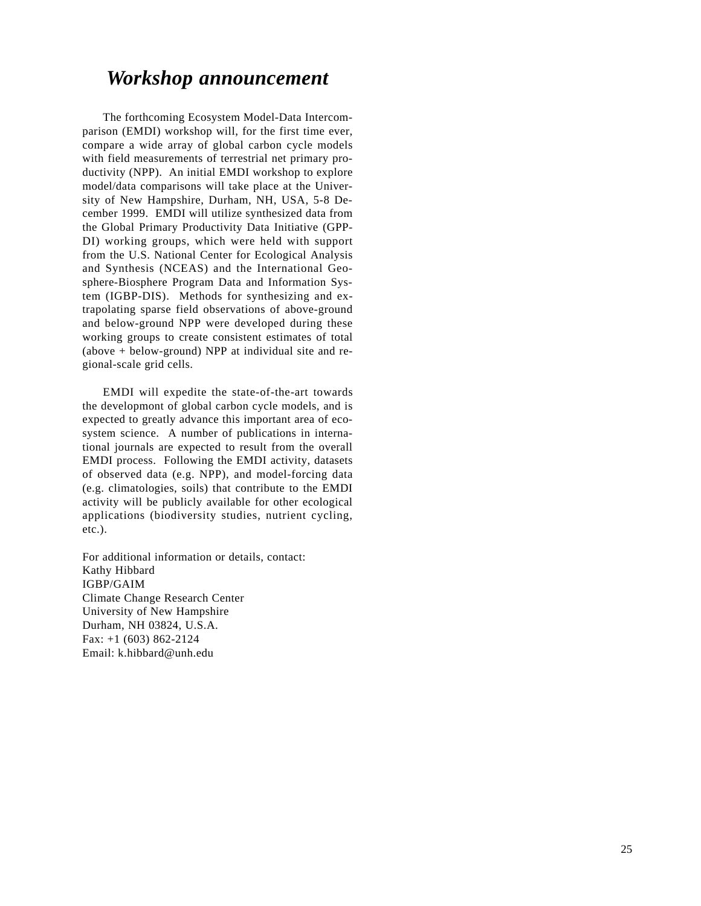# *Workshop announcement*

The forthcoming Ecosystem Model-Data Intercomparison (EMDI) workshop will, for the first time ever, compare a wide array of global carbon cycle models with field measurements of terrestrial net primary productivity (NPP). An initial EMDI workshop to explore model/data comparisons will take place at the University of New Hampshire, Durham, NH, USA, 5-8 December 1999. EMDI will utilize synthesized data from the Global Primary Productivity Data Initiative (GPP-DI) working groups, which were held with support from the U.S. National Center for Ecological Analysis and Synthesis (NCEAS) and the International Geosphere-Biosphere Program Data and Information System (IGBP-DIS). Methods for synthesizing and extrapolating sparse field observations of above-ground and below-ground NPP were developed during these working groups to create consistent estimates of total (above + below-ground) NPP at individual site and regional-scale grid cells.

EMDI will expedite the state-of-the-art towards the developmont of global carbon cycle models, and is expected to greatly advance this important area of ecosystem science. A number of publications in international journals are expected to result from the overall EMDI process. Following the EMDI activity, datasets of observed data (e.g. NPP), and model-forcing data (e.g. climatologies, soils) that contribute to the EMDI activity will be publicly available for other ecological applications (biodiversity studies, nutrient cycling, etc.).

For additional information or details, contact:
Kathy Hibbard
IGBP/GAIM
Climate Change Research Center
University of New Hampshire
Durham, NH 03824, U.S.A.
Fax: +1 (603) 862-2124
Email: k.hibbard@unh.edu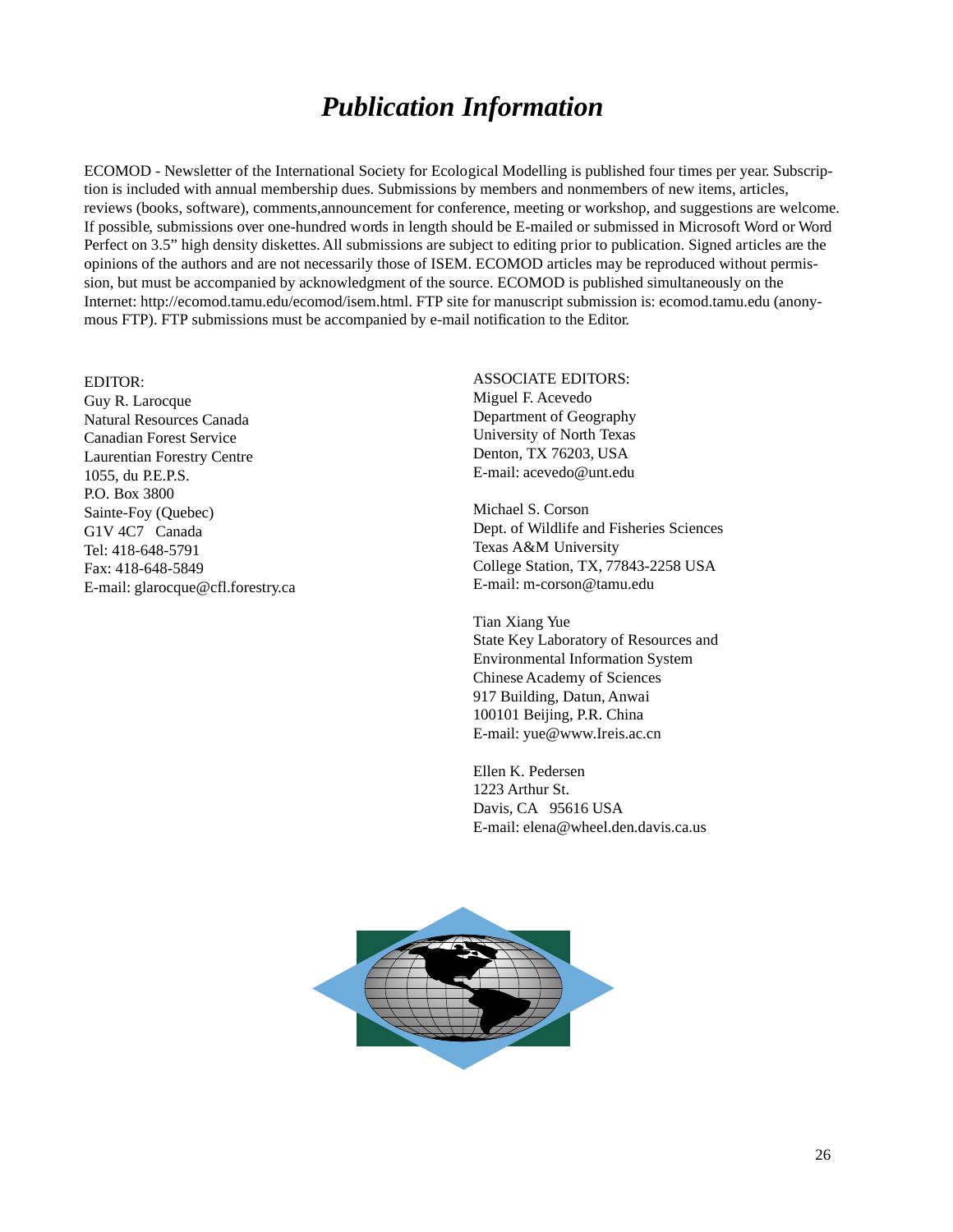# *Publication Information*

ECOMOD - Newsletter of the International Society for Ecological Modelling is published four times per year. Subscription is included with annual membership dues. Submissions by members and nonmembers of new items, articles, reviews (books, software), comments,announcement for conference, meeting or workshop, and suggestions are welcome. If possible, submissions over one-hundred words in length should be E-mailed or submissed in Microsoft Word or Word Perfect on 3.5" high density diskettes. All submissions are subject to editing prior to publication. Signed articles are the opinions of the authors and are not necessarily those of ISEM. ECOMOD articles may be reproduced without permission, but must be accompanied by acknowledgment of the source. ECOMOD is published simultaneously on the Internet: http://ecomod.tamu.edu/ecomod/isem.html. FTP site for manuscript submission is: ecomod.tamu.edu (anonymous FTP). FTP submissions must be accompanied by e-mail notification to the Editor.

EDITOR:
Guy R. Larocque
Natural Resources Canada
Canadian Forest Service
Laurentian Forestry Centre
1055, du P.E.P.S.
P.O. Box 3800
Sainte-Foy (Quebec)
G1V 4C7 Canada
Tel: 418-648-5791
Fax: 418-648-5849
E-mail: glarocque@cfl.forestry.ca

ASSOCIATE EDITORS:
Miguel F. Acevedo
Department of Geography
University of North Texas
Denton, TX 76203, USA
E-mail: acevedo@unt.edu

Michael S. Corson
Dept. of Wildlife and Fisheries Sciences
Texas A&M University
College Station, TX, 77843-2258 USA
E-mail: m-corson@tamu.edu

Tian Xiang Yue
State Key Laboratory of Resources and
Environmental Information System
Chinese Academy of Sciences
917 Building, Datun, Anwai
100101 Beijing, P.R. China
E-mail: yue@www.Ireis.ac.cn

Ellen K. Pedersen
1223 Arthur St.
Davis, CA 95616 USA
E-mail: elena@wheel.den.davis.ca.us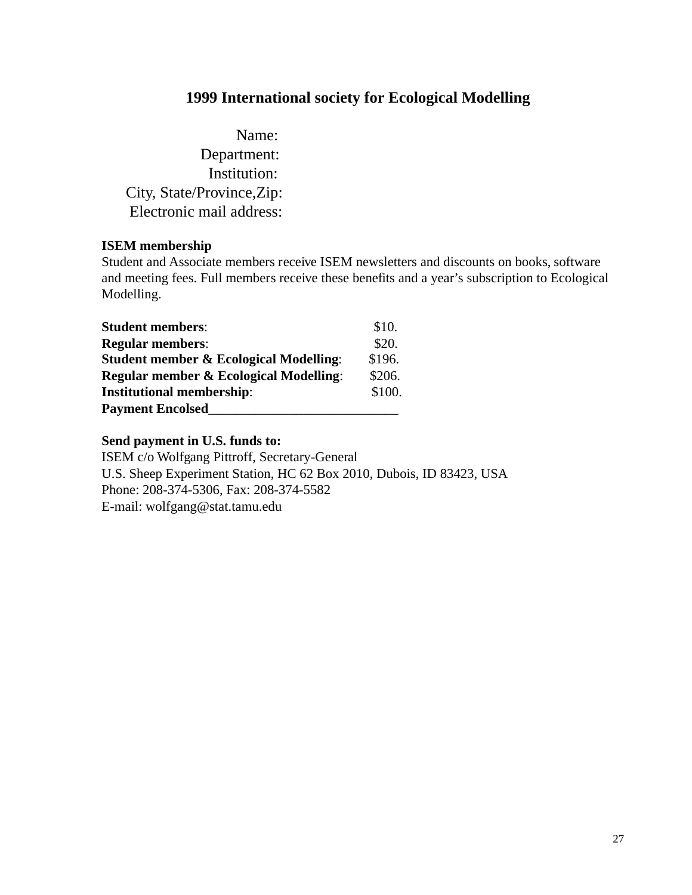## 1999 International society for Ecological Modelling

Name:
Department:
Institution:
City, State/Province,Zip:
Electronic mail address:

**ISEM membership**

Student and Associate members receive ISEM newsletters and discounts on books, software and meeting fees. Full members receive these benefits and a year's subscription to Ecological Modelling.

| | |
|---|---|
| **Student members**: | $10. |
| **Regular members**: | $20. |
| **Student member & Ecological Modelling**: | $196. |
| **Regular member & Ecological Modelling**: | $206. |
| **Institutional membership**: | $100. |

**Payment Encolsed**___________________________

**Send payment in U.S. funds to:**

ISEM c/o Wolfgang Pittroff, Secretary-General
U.S. Sheep Experiment Station, HC 62 Box 2010, Dubois, ID 83423, USA
Phone: 208-374-5306, Fax: 208-374-5582
E-mail: wolfgang@stat.tamu.edu